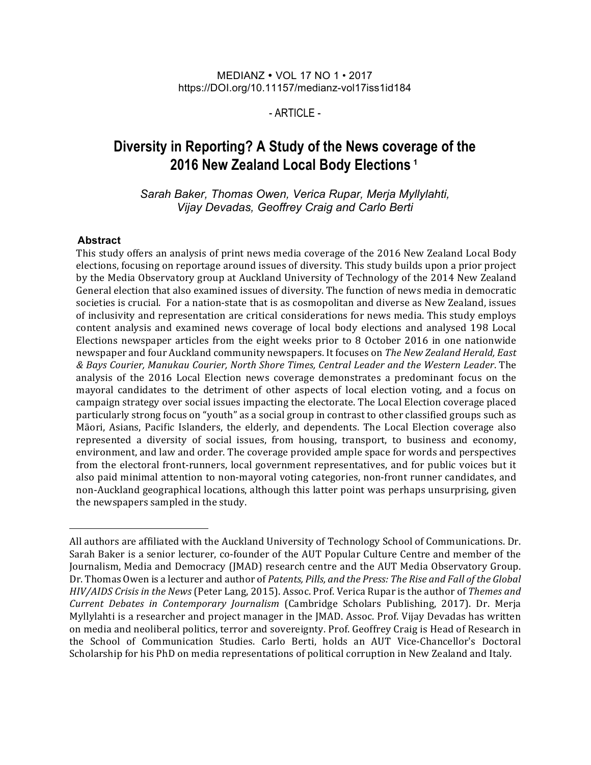MEDIANZ • VOL 17 NO 1 • 2017
https://DOI.org/10.11157/medianz-vol17iss1id184

- ARTICLE -

# Diversity in Reporting? A Study of the News coverage of the 2016 New Zealand Local Body Elections [1]

*Sarah Baker, Thomas Owen, Verica Rupar, Merja Myllylahti, Vijay Devadas, Geoffrey Craig and Carlo Berti*

## Abstract

This study offers an analysis of print news media coverage of the 2016 New Zealand Local Body elections, focusing on reportage around issues of diversity. This study builds upon a prior project by the Media Observatory group at Auckland University of Technology of the 2014 New Zealand General election that also examined issues of diversity. The function of news media in democratic societies is crucial. For a nation-state that is as cosmopolitan and diverse as New Zealand, issues of inclusivity and representation are critical considerations for news media. This study employs content analysis and examined news coverage of local body elections and analysed 198 Local Elections newspaper articles from the eight weeks prior to 8 October 2016 in one nationwide newspaper and four Auckland community newspapers. It focuses on *The New Zealand Herald, East & Bays Courier, Manukau Courier, North Shore Times, Central Leader and the Western Leader*. The analysis of the 2016 Local Election news coverage demonstrates a predominant focus on the mayoral candidates to the detriment of other aspects of local election voting, and a focus on campaign strategy over social issues impacting the electorate. The Local Election coverage placed particularly strong focus on "youth" as a social group in contrast to other classified groups such as Māori, Asians, Pacific Islanders, the elderly, and dependents. The Local Election coverage also represented a diversity of social issues, from housing, transport, to business and economy, environment, and law and order. The coverage provided ample space for words and perspectives from the electoral front-runners, local government representatives, and for public voices but it also paid minimal attention to non-mayoral voting categories, non-front runner candidates, and non-Auckland geographical locations, although this latter point was perhaps unsurprising, given the newspapers sampled in the study.

---

All authors are affiliated with the Auckland University of Technology School of Communications. Dr. Sarah Baker is a senior lecturer, co-founder of the AUT Popular Culture Centre and member of the Journalism, Media and Democracy (JMAD) research centre and the AUT Media Observatory Group. Dr. Thomas Owen is a lecturer and author of *Patents, Pills, and the Press: The Rise and Fall of the Global HIV/AIDS Crisis in the News* (Peter Lang, 2015). Assoc. Prof. Verica Rupar is the author of *Themes and Current Debates in Contemporary Journalism* (Cambridge Scholars Publishing, 2017). Dr. Merja Myllylahti is a researcher and project manager in the JMAD. Assoc. Prof. Vijay Devadas has written on media and neoliberal politics, terror and sovereignty. Prof. Geoffrey Craig is Head of Research in the School of Communication Studies. Carlo Berti, holds an AUT Vice-Chancellor's Doctoral Scholarship for his PhD on media representations of political corruption in New Zealand and Italy.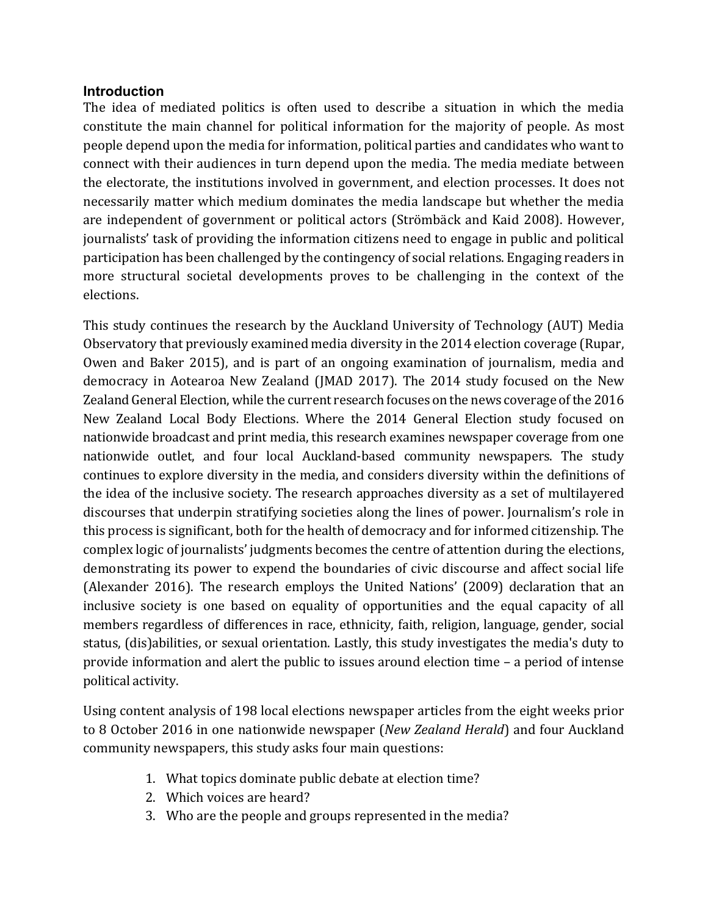## Introduction

The idea of mediated politics is often used to describe a situation in which the media constitute the main channel for political information for the majority of people. As most people depend upon the media for information, political parties and candidates who want to connect with their audiences in turn depend upon the media. The media mediate between the electorate, the institutions involved in government, and election processes. It does not necessarily matter which medium dominates the media landscape but whether the media are independent of government or political actors (Strömbäck and Kaid 2008). However, journalists' task of providing the information citizens need to engage in public and political participation has been challenged by the contingency of social relations. Engaging readers in more structural societal developments proves to be challenging in the context of the elections.

This study continues the research by the Auckland University of Technology (AUT) Media Observatory that previously examined media diversity in the 2014 election coverage (Rupar, Owen and Baker 2015), and is part of an ongoing examination of journalism, media and democracy in Aotearoa New Zealand (JMAD 2017). The 2014 study focused on the New Zealand General Election, while the current research focuses on the news coverage of the 2016 New Zealand Local Body Elections. Where the 2014 General Election study focused on nationwide broadcast and print media, this research examines newspaper coverage from one nationwide outlet, and four local Auckland-based community newspapers. The study continues to explore diversity in the media, and considers diversity within the definitions of the idea of the inclusive society. The research approaches diversity as a set of multilayered discourses that underpin stratifying societies along the lines of power. Journalism's role in this process is significant, both for the health of democracy and for informed citizenship. The complex logic of journalists' judgments becomes the centre of attention during the elections, demonstrating its power to expend the boundaries of civic discourse and affect social life (Alexander 2016). The research employs the United Nations' (2009) declaration that an inclusive society is one based on equality of opportunities and the equal capacity of all members regardless of differences in race, ethnicity, faith, religion, language, gender, social status, (dis)abilities, or sexual orientation. Lastly, this study investigates the media's duty to provide information and alert the public to issues around election time – a period of intense political activity.

Using content analysis of 198 local elections newspaper articles from the eight weeks prior to 8 October 2016 in one nationwide newspaper (*New Zealand Herald*) and four Auckland community newspapers, this study asks four main questions:

1. What topics dominate public debate at election time?
2. Which voices are heard?
3. Who are the people and groups represented in the media?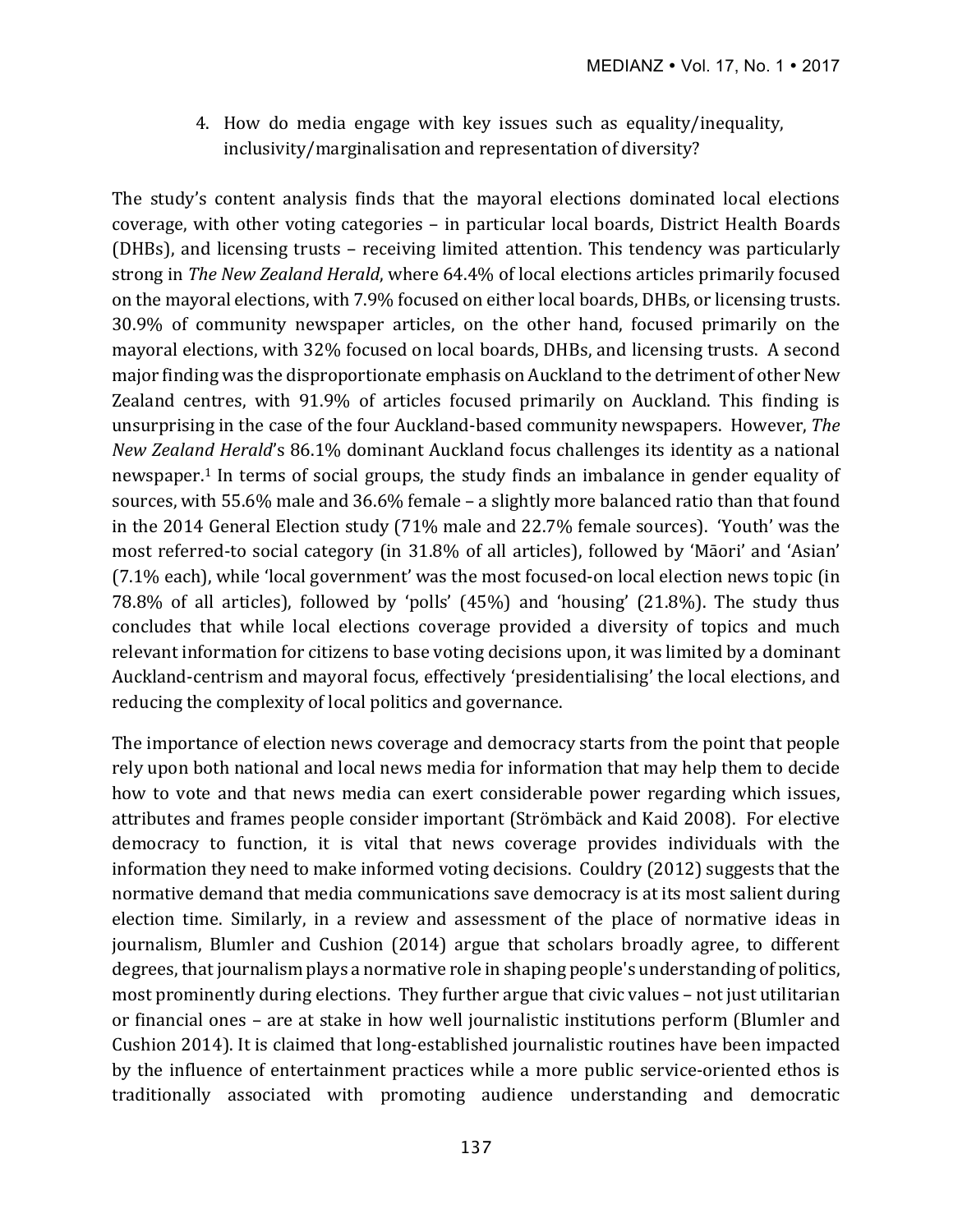4. How do media engage with key issues such as equality/inequality, inclusivity/marginalisation and representation of diversity?

The study's content analysis finds that the mayoral elections dominated local elections coverage, with other voting categories – in particular local boards, District Health Boards (DHBs), and licensing trusts – receiving limited attention. This tendency was particularly strong in *The New Zealand Herald*, where 64.4% of local elections articles primarily focused on the mayoral elections, with 7.9% focused on either local boards, DHBs, or licensing trusts. 30.9% of community newspaper articles, on the other hand, focused primarily on the mayoral elections, with 32% focused on local boards, DHBs, and licensing trusts. A second major finding was the disproportionate emphasis on Auckland to the detriment of other New Zealand centres, with 91.9% of articles focused primarily on Auckland. This finding is unsurprising in the case of the four Auckland-based community newspapers. However, *The New Zealand Herald*'s 86.1% dominant Auckland focus challenges its identity as a national newspaper.[1] In terms of social groups, the study finds an imbalance in gender equality of sources, with 55.6% male and 36.6% female – a slightly more balanced ratio than that found in the 2014 General Election study (71% male and 22.7% female sources). 'Youth' was the most referred-to social category (in 31.8% of all articles), followed by 'Māori' and 'Asian' (7.1% each), while 'local government' was the most focused-on local election news topic (in 78.8% of all articles), followed by 'polls' (45%) and 'housing' (21.8%). The study thus concludes that while local elections coverage provided a diversity of topics and much relevant information for citizens to base voting decisions upon, it was limited by a dominant Auckland-centrism and mayoral focus, effectively 'presidentialising' the local elections, and reducing the complexity of local politics and governance.

The importance of election news coverage and democracy starts from the point that people rely upon both national and local news media for information that may help them to decide how to vote and that news media can exert considerable power regarding which issues, attributes and frames people consider important (Strömbäck and Kaid 2008). For elective democracy to function, it is vital that news coverage provides individuals with the information they need to make informed voting decisions. Couldry (2012) suggests that the normative demand that media communications save democracy is at its most salient during election time. Similarly, in a review and assessment of the place of normative ideas in journalism, Blumler and Cushion (2014) argue that scholars broadly agree, to different degrees, that journalism plays a normative role in shaping people's understanding of politics, most prominently during elections. They further argue that civic values – not just utilitarian or financial ones – are at stake in how well journalistic institutions perform (Blumler and Cushion 2014). It is claimed that long-established journalistic routines have been impacted by the influence of entertainment practices while a more public service-oriented ethos is traditionally associated with promoting audience understanding and democratic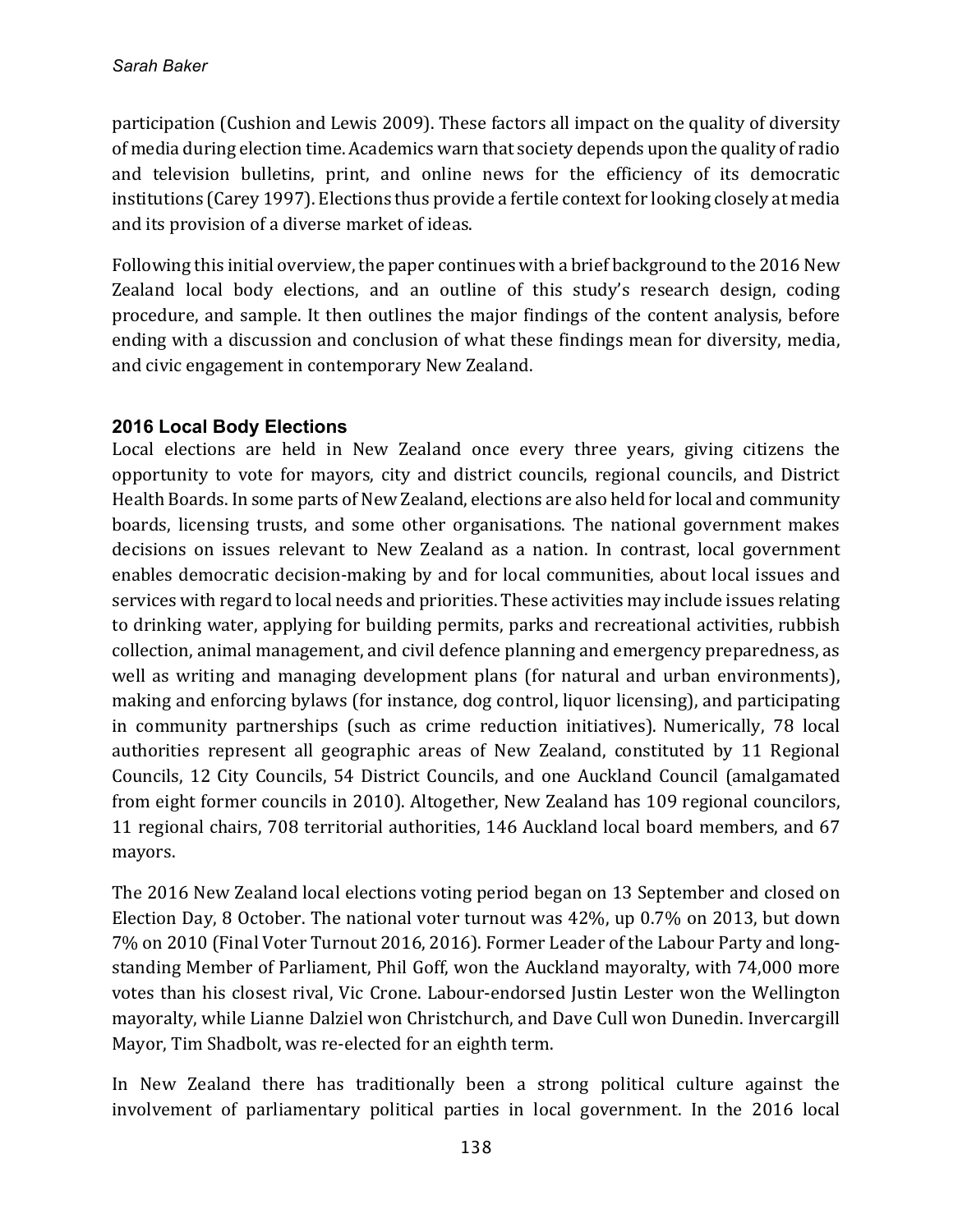participation (Cushion and Lewis 2009). These factors all impact on the quality of diversity of media during election time. Academics warn that society depends upon the quality of radio and television bulletins, print, and online news for the efficiency of its democratic institutions (Carey 1997). Elections thus provide a fertile context for looking closely at media and its provision of a diverse market of ideas.

Following this initial overview, the paper continues with a brief background to the 2016 New Zealand local body elections, and an outline of this study's research design, coding procedure, and sample. It then outlines the major findings of the content analysis, before ending with a discussion and conclusion of what these findings mean for diversity, media, and civic engagement in contemporary New Zealand.

## 2016 Local Body Elections

Local elections are held in New Zealand once every three years, giving citizens the opportunity to vote for mayors, city and district councils, regional councils, and District Health Boards. In some parts of New Zealand, elections are also held for local and community boards, licensing trusts, and some other organisations. The national government makes decisions on issues relevant to New Zealand as a nation. In contrast, local government enables democratic decision-making by and for local communities, about local issues and services with regard to local needs and priorities. These activities may include issues relating to drinking water, applying for building permits, parks and recreational activities, rubbish collection, animal management, and civil defence planning and emergency preparedness, as well as writing and managing development plans (for natural and urban environments), making and enforcing bylaws (for instance, dog control, liquor licensing), and participating in community partnerships (such as crime reduction initiatives). Numerically, 78 local authorities represent all geographic areas of New Zealand, constituted by 11 Regional Councils, 12 City Councils, 54 District Councils, and one Auckland Council (amalgamated from eight former councils in 2010). Altogether, New Zealand has 109 regional councilors, 11 regional chairs, 708 territorial authorities, 146 Auckland local board members, and 67 mayors.

The 2016 New Zealand local elections voting period began on 13 September and closed on Election Day, 8 October. The national voter turnout was 42%, up 0.7% on 2013, but down 7% on 2010 (Final Voter Turnout 2016, 2016). Former Leader of the Labour Party and long-standing Member of Parliament, Phil Goff, won the Auckland mayoralty, with 74,000 more votes than his closest rival, Vic Crone. Labour-endorsed Justin Lester won the Wellington mayoralty, while Lianne Dalziel won Christchurch, and Dave Cull won Dunedin. Invercargill Mayor, Tim Shadbolt, was re-elected for an eighth term.

In New Zealand there has traditionally been a strong political culture against the involvement of parliamentary political parties in local government. In the 2016 local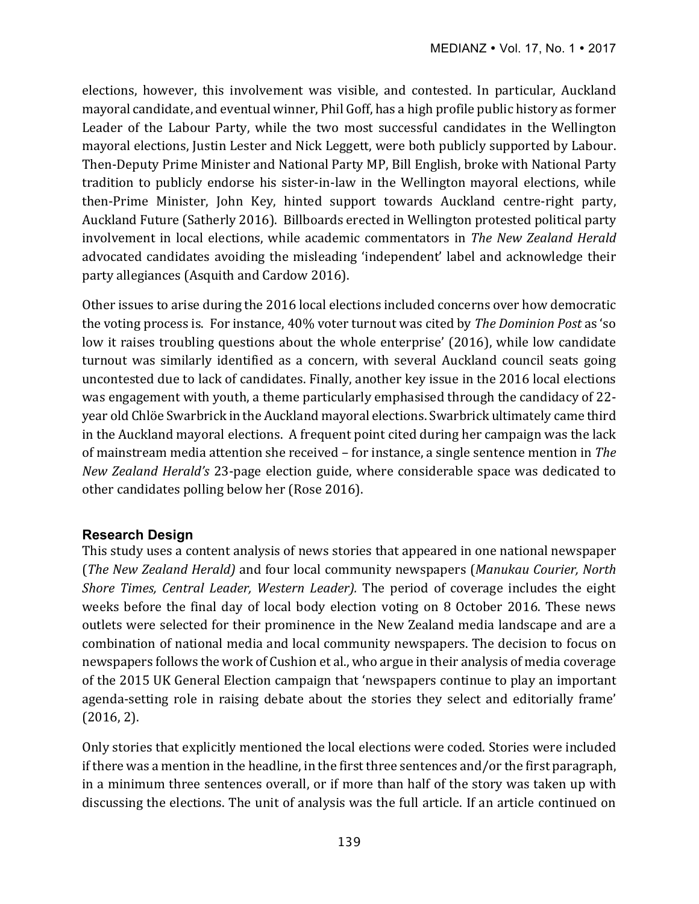elections, however, this involvement was visible, and contested. In particular, Auckland mayoral candidate, and eventual winner, Phil Goff, has a high profile public history as former Leader of the Labour Party, while the two most successful candidates in the Wellington mayoral elections, Justin Lester and Nick Leggett, were both publicly supported by Labour. Then-Deputy Prime Minister and National Party MP, Bill English, broke with National Party tradition to publicly endorse his sister-in-law in the Wellington mayoral elections, while then-Prime Minister, John Key, hinted support towards Auckland centre-right party, Auckland Future (Satherly 2016). Billboards erected in Wellington protested political party involvement in local elections, while academic commentators in *The New Zealand Herald* advocated candidates avoiding the misleading 'independent' label and acknowledge their party allegiances (Asquith and Cardow 2016).

Other issues to arise during the 2016 local elections included concerns over how democratic the voting process is. For instance, 40% voter turnout was cited by *The Dominion Post* as 'so low it raises troubling questions about the whole enterprise' (2016), while low candidate turnout was similarly identified as a concern, with several Auckland council seats going uncontested due to lack of candidates. Finally, another key issue in the 2016 local elections was engagement with youth, a theme particularly emphasised through the candidacy of 22-year old Chlöe Swarbrick in the Auckland mayoral elections. Swarbrick ultimately came third in the Auckland mayoral elections. A frequent point cited during her campaign was the lack of mainstream media attention she received – for instance, a single sentence mention in *The New Zealand Herald's* 23-page election guide, where considerable space was dedicated to other candidates polling below her (Rose 2016).

## Research Design

This study uses a content analysis of news stories that appeared in one national newspaper (*The New Zealand Herald)* and four local community newspapers (*Manukau Courier, North Shore Times, Central Leader, Western Leader).* The period of coverage includes the eight weeks before the final day of local body election voting on 8 October 2016. These news outlets were selected for their prominence in the New Zealand media landscape and are a combination of national media and local community newspapers. The decision to focus on newspapers follows the work of Cushion et al., who argue in their analysis of media coverage of the 2015 UK General Election campaign that 'newspapers continue to play an important agenda-setting role in raising debate about the stories they select and editorially frame' (2016, 2).

Only stories that explicitly mentioned the local elections were coded. Stories were included if there was a mention in the headline, in the first three sentences and/or the first paragraph, in a minimum three sentences overall, or if more than half of the story was taken up with discussing the elections. The unit of analysis was the full article. If an article continued on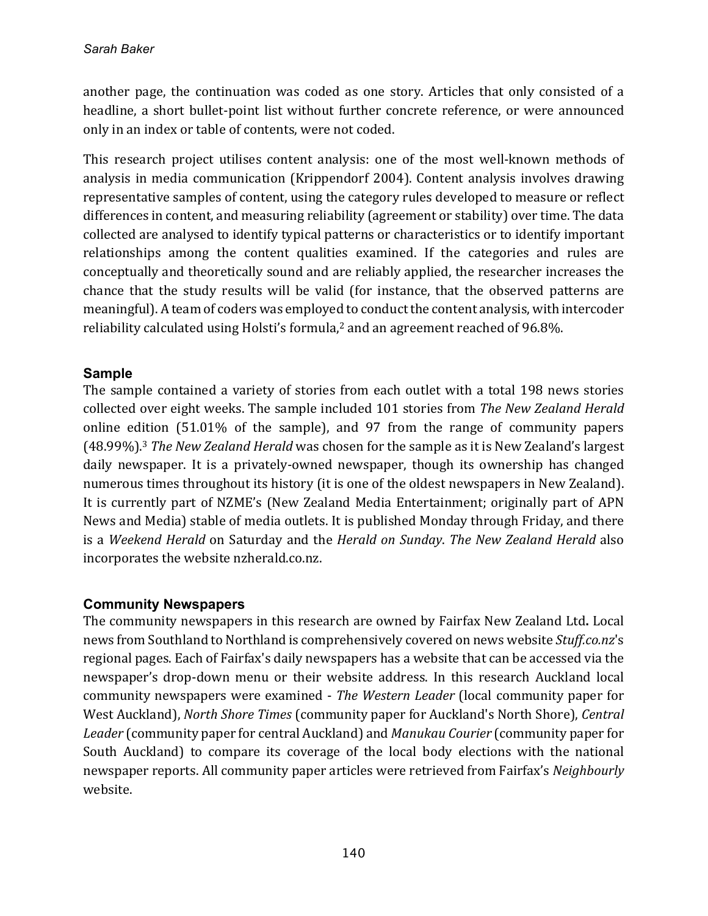another page, the continuation was coded as one story. Articles that only consisted of a headline, a short bullet-point list without further concrete reference, or were announced only in an index or table of contents, were not coded.

This research project utilises content analysis: one of the most well-known methods of analysis in media communication (Krippendorf 2004). Content analysis involves drawing representative samples of content, using the category rules developed to measure or reflect differences in content, and measuring reliability (agreement or stability) over time. The data collected are analysed to identify typical patterns or characteristics or to identify important relationships among the content qualities examined. If the categories and rules are conceptually and theoretically sound and are reliably applied, the researcher increases the chance that the study results will be valid (for instance, that the observed patterns are meaningful). A team of coders was employed to conduct the content analysis, with intercoder reliability calculated using Holsti's formula,[2] and an agreement reached of 96.8%.

### Sample

The sample contained a variety of stories from each outlet with a total 198 news stories collected over eight weeks. The sample included 101 stories from *The New Zealand Herald* online edition (51.01% of the sample), and 97 from the range of community papers (48.99%).[3] *The New Zealand Herald* was chosen for the sample as it is New Zealand's largest daily newspaper. It is a privately-owned newspaper, though its ownership has changed numerous times throughout its history (it is one of the oldest newspapers in New Zealand). It is currently part of NZME's (New Zealand Media Entertainment; originally part of APN News and Media) stable of media outlets. It is published Monday through Friday, and there is a *Weekend Herald* on Saturday and the *Herald on Sunday*. *The New Zealand Herald* also incorporates the website nzherald.co.nz.

### Community Newspapers

The community newspapers in this research are owned by Fairfax New Zealand Ltd**.** Local news from Southland to Northland is comprehensively covered on news website *Stuff.co.nz*'s regional pages. Each of Fairfax's daily newspapers has a website that can be accessed via the newspaper's drop-down menu or their website address. In this research Auckland local community newspapers were examined - *The Western Leader* (local community paper for West Auckland), *North Shore Times* (community paper for Auckland's North Shore), *Central Leader* (community paper for central Auckland) and *Manukau Courier* (community paper for South Auckland) to compare its coverage of the local body elections with the national newspaper reports. All community paper articles were retrieved from Fairfax's *Neighbourly* website.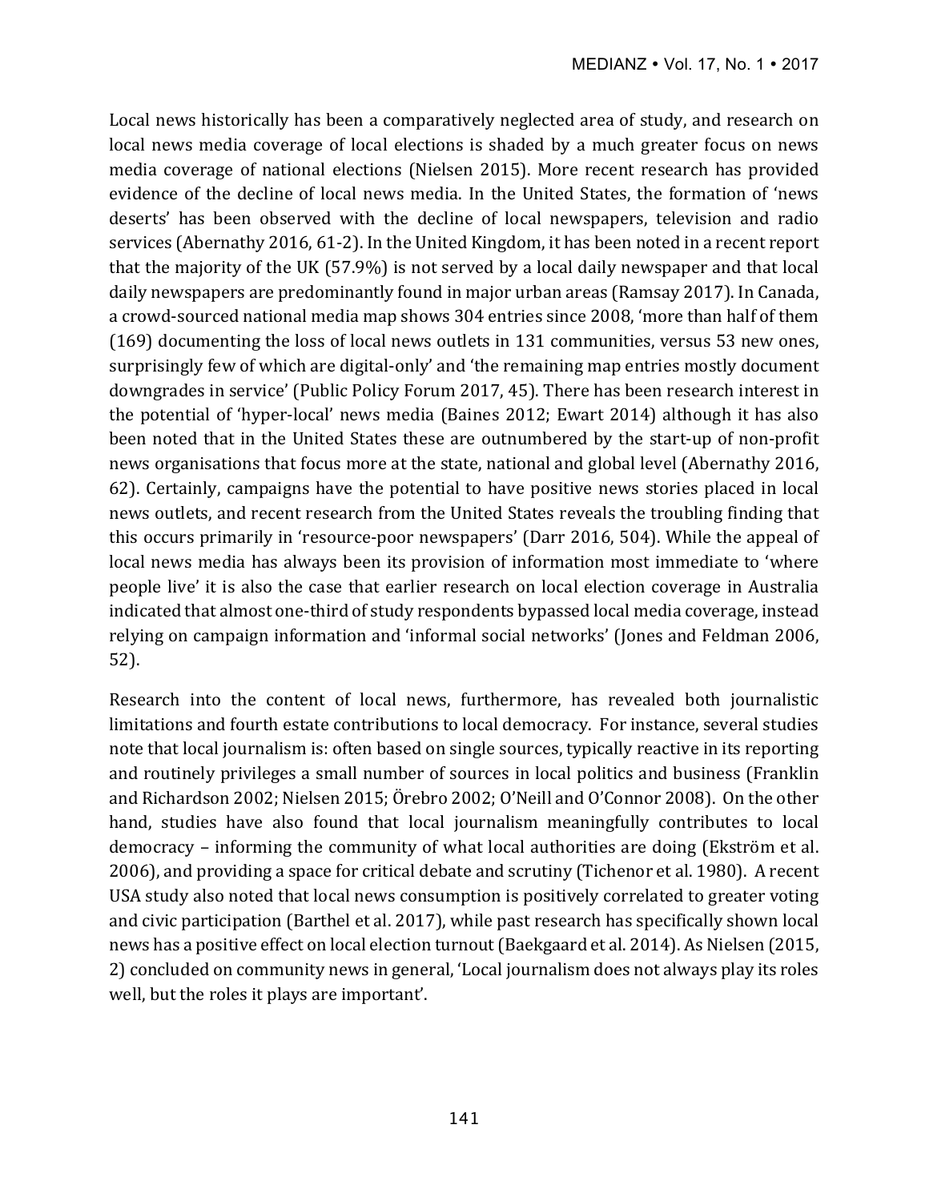Local news historically has been a comparatively neglected area of study, and research on local news media coverage of local elections is shaded by a much greater focus on news media coverage of national elections (Nielsen 2015). More recent research has provided evidence of the decline of local news media. In the United States, the formation of 'news deserts' has been observed with the decline of local newspapers, television and radio services (Abernathy 2016, 61-2). In the United Kingdom, it has been noted in a recent report that the majority of the UK (57.9%) is not served by a local daily newspaper and that local daily newspapers are predominantly found in major urban areas (Ramsay 2017). In Canada, a crowd-sourced national media map shows 304 entries since 2008, 'more than half of them (169) documenting the loss of local news outlets in 131 communities, versus 53 new ones, surprisingly few of which are digital-only' and 'the remaining map entries mostly document downgrades in service' (Public Policy Forum 2017, 45). There has been research interest in the potential of 'hyper-local' news media (Baines 2012; Ewart 2014) although it has also been noted that in the United States these are outnumbered by the start-up of non-profit news organisations that focus more at the state, national and global level (Abernathy 2016, 62). Certainly, campaigns have the potential to have positive news stories placed in local news outlets, and recent research from the United States reveals the troubling finding that this occurs primarily in 'resource-poor newspapers' (Darr 2016, 504). While the appeal of local news media has always been its provision of information most immediate to 'where people live' it is also the case that earlier research on local election coverage in Australia indicated that almost one-third of study respondents bypassed local media coverage, instead relying on campaign information and 'informal social networks' (Jones and Feldman 2006, 52).

Research into the content of local news, furthermore, has revealed both journalistic limitations and fourth estate contributions to local democracy. For instance, several studies note that local journalism is: often based on single sources, typically reactive in its reporting and routinely privileges a small number of sources in local politics and business (Franklin and Richardson 2002; Nielsen 2015; Örebro 2002; O'Neill and O'Connor 2008). On the other hand, studies have also found that local journalism meaningfully contributes to local democracy – informing the community of what local authorities are doing (Ekström et al. 2006), and providing a space for critical debate and scrutiny (Tichenor et al. 1980). A recent USA study also noted that local news consumption is positively correlated to greater voting and civic participation (Barthel et al. 2017), while past research has specifically shown local news has a positive effect on local election turnout (Baekgaard et al. 2014). As Nielsen (2015, 2) concluded on community news in general, 'Local journalism does not always play its roles well, but the roles it plays are important'.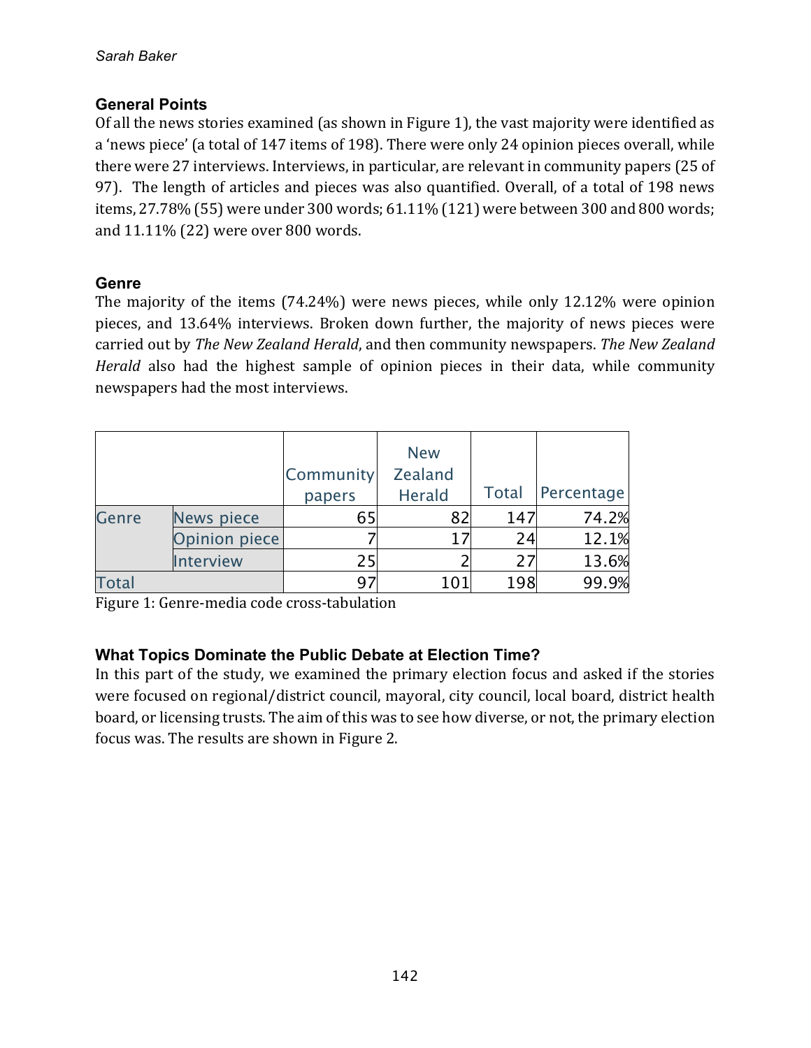## General Points

Of all the news stories examined (as shown in Figure 1), the vast majority were identified as a 'news piece' (a total of 147 items of 198). There were only 24 opinion pieces overall, while there were 27 interviews. Interviews, in particular, are relevant in community papers (25 of 97). The length of articles and pieces was also quantified. Overall, of a total of 198 news items, 27.78% (55) were under 300 words; 61.11% (121) were between 300 and 800 words; and 11.11% (22) were over 800 words.

## Genre

The majority of the items (74.24%) were news pieces, while only 12.12% were opinion pieces, and 13.64% interviews. Broken down further, the majority of news pieces were carried out by *The New Zealand Herald*, and then community newspapers. *The New Zealand Herald* also had the highest sample of opinion pieces in their data, while community newspapers had the most interviews.

| | | Community papers | New Zealand Herald | Total | Percentage |
|---|---|---|---|---|---|
| Genre | News piece | 65 | 82 | 147 | 74.2% |
| | Opinion piece | 7 | 17 | 24 | 12.1% |
| | Interview | 25 | 2 | 27 | 13.6% |
| Total | | 97 | 101 | 198 | 99.9% |

Figure 1: Genre-media code cross-tabulation

## What Topics Dominate the Public Debate at Election Time?

In this part of the study, we examined the primary election focus and asked if the stories were focused on regional/district council, mayoral, city council, local board, district health board, or licensing trusts. The aim of this was to see how diverse, or not, the primary election focus was. The results are shown in Figure 2.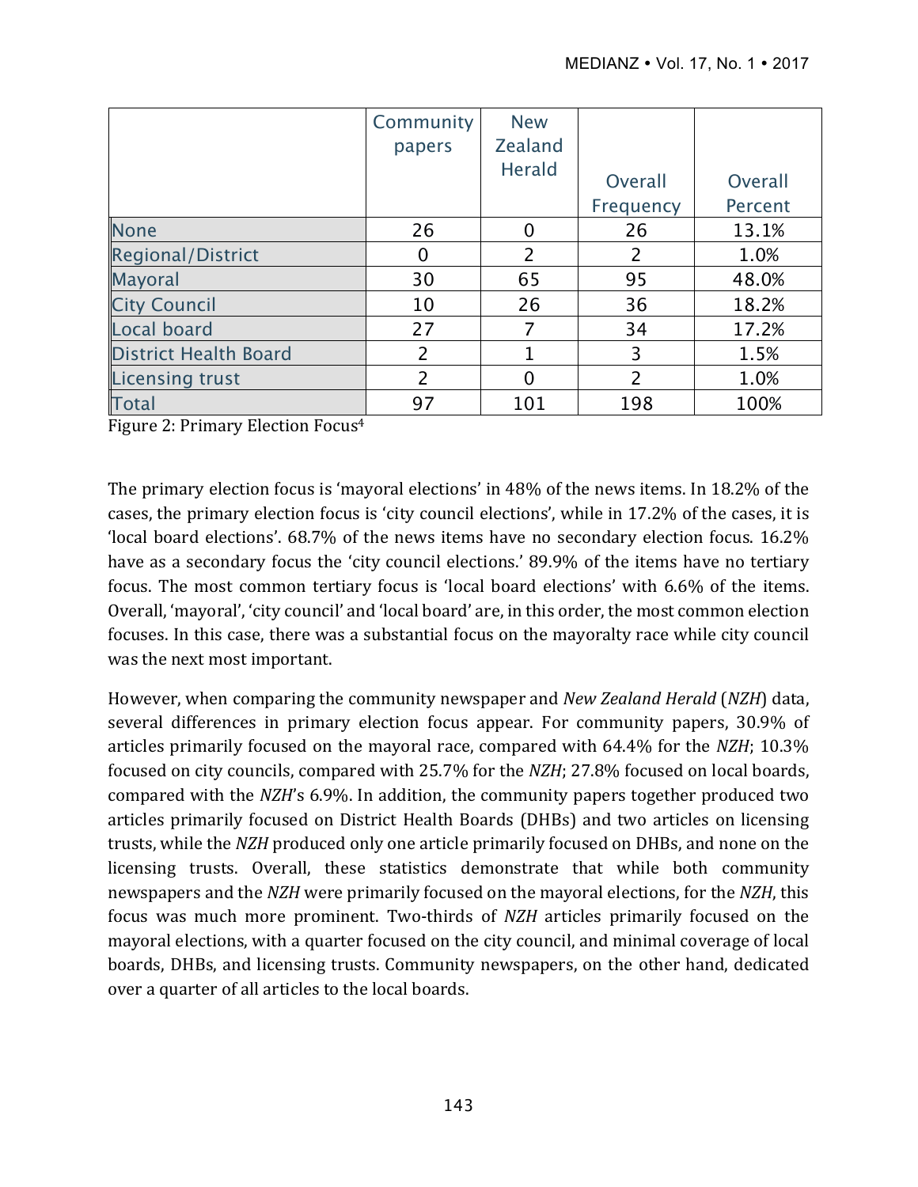| | Community papers | New Zealand Herald | Overall Frequency | Overall Percent |
|---|---|---|---|---|
| None | 26 | 0 | 26 | 13.1% |
| Regional/District | 0 | 2 | 2 | 1.0% |
| Mayoral | 30 | 65 | 95 | 48.0% |
| City Council | 10 | 26 | 36 | 18.2% |
| Local board | 27 | 7 | 34 | 17.2% |
| District Health Board | 2 | 1 | 3 | 1.5% |
| Licensing trust | 2 | 0 | 2 | 1.0% |
| Total | 97 | 101 | 198 | 100% |

Figure 2: Primary Election Focus[4]

The primary election focus is 'mayoral elections' in 48% of the news items. In 18.2% of the cases, the primary election focus is 'city council elections', while in 17.2% of the cases, it is 'local board elections'. 68.7% of the news items have no secondary election focus. 16.2% have as a secondary focus the 'city council elections.' 89.9% of the items have no tertiary focus. The most common tertiary focus is 'local board elections' with 6.6% of the items. Overall, 'mayoral', 'city council' and 'local board' are, in this order, the most common election focuses. In this case, there was a substantial focus on the mayoralty race while city council was the next most important.

However, when comparing the community newspaper and *New Zealand Herald* (*NZH*) data, several differences in primary election focus appear. For community papers, 30.9% of articles primarily focused on the mayoral race, compared with 64.4% for the *NZH*; 10.3% focused on city councils, compared with 25.7% for the *NZH*; 27.8% focused on local boards, compared with the *NZH*'s 6.9%. In addition, the community papers together produced two articles primarily focused on District Health Boards (DHBs) and two articles on licensing trusts, while the *NZH* produced only one article primarily focused on DHBs, and none on the licensing trusts. Overall, these statistics demonstrate that while both community newspapers and the *NZH* were primarily focused on the mayoral elections, for the *NZH*, this focus was much more prominent. Two-thirds of *NZH* articles primarily focused on the mayoral elections, with a quarter focused on the city council, and minimal coverage of local boards, DHBs, and licensing trusts. Community newspapers, on the other hand, dedicated over a quarter of all articles to the local boards.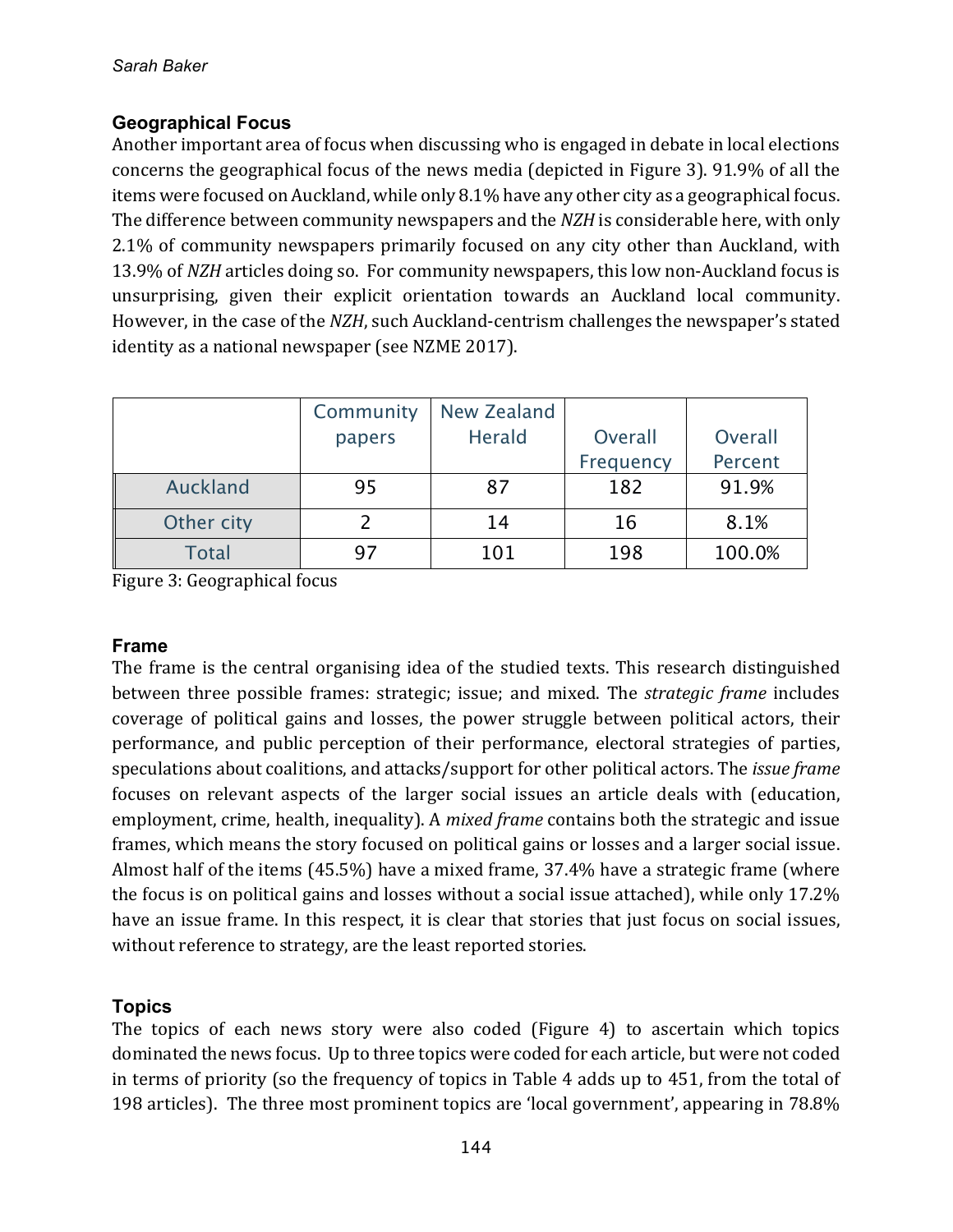### Geographical Focus

Another important area of focus when discussing who is engaged in debate in local elections concerns the geographical focus of the news media (depicted in Figure 3). 91.9% of all the items were focused on Auckland, while only 8.1% have any other city as a geographical focus. The difference between community newspapers and the *NZH* is considerable here, with only 2.1% of community newspapers primarily focused on any city other than Auckland, with 13.9% of *NZH* articles doing so. For community newspapers, this low non-Auckland focus is unsurprising, given their explicit orientation towards an Auckland local community. However, in the case of the *NZH*, such Auckland-centrism challenges the newspaper's stated identity as a national newspaper (see NZME 2017).

| | Community papers | New Zealand Herald | Overall Frequency | Overall Percent |
|---|---|---|---|---|
| Auckland | 95 | 87 | 182 | 91.9% |
| Other city | 2 | 14 | 16 | 8.1% |
| Total | 97 | 101 | 198 | 100.0% |

Figure 3: Geographical focus

### Frame

The frame is the central organising idea of the studied texts. This research distinguished between three possible frames: strategic; issue; and mixed. The *strategic frame* includes coverage of political gains and losses, the power struggle between political actors, their performance, and public perception of their performance, electoral strategies of parties, speculations about coalitions, and attacks/support for other political actors. The *issue frame* focuses on relevant aspects of the larger social issues an article deals with (education, employment, crime, health, inequality). A *mixed frame* contains both the strategic and issue frames, which means the story focused on political gains or losses and a larger social issue. Almost half of the items (45.5%) have a mixed frame, 37.4% have a strategic frame (where the focus is on political gains and losses without a social issue attached), while only 17.2% have an issue frame. In this respect, it is clear that stories that just focus on social issues, without reference to strategy, are the least reported stories.

### Topics

The topics of each news story were also coded (Figure 4) to ascertain which topics dominated the news focus. Up to three topics were coded for each article, but were not coded in terms of priority (so the frequency of topics in Table 4 adds up to 451, from the total of 198 articles). The three most prominent topics are 'local government', appearing in 78.8%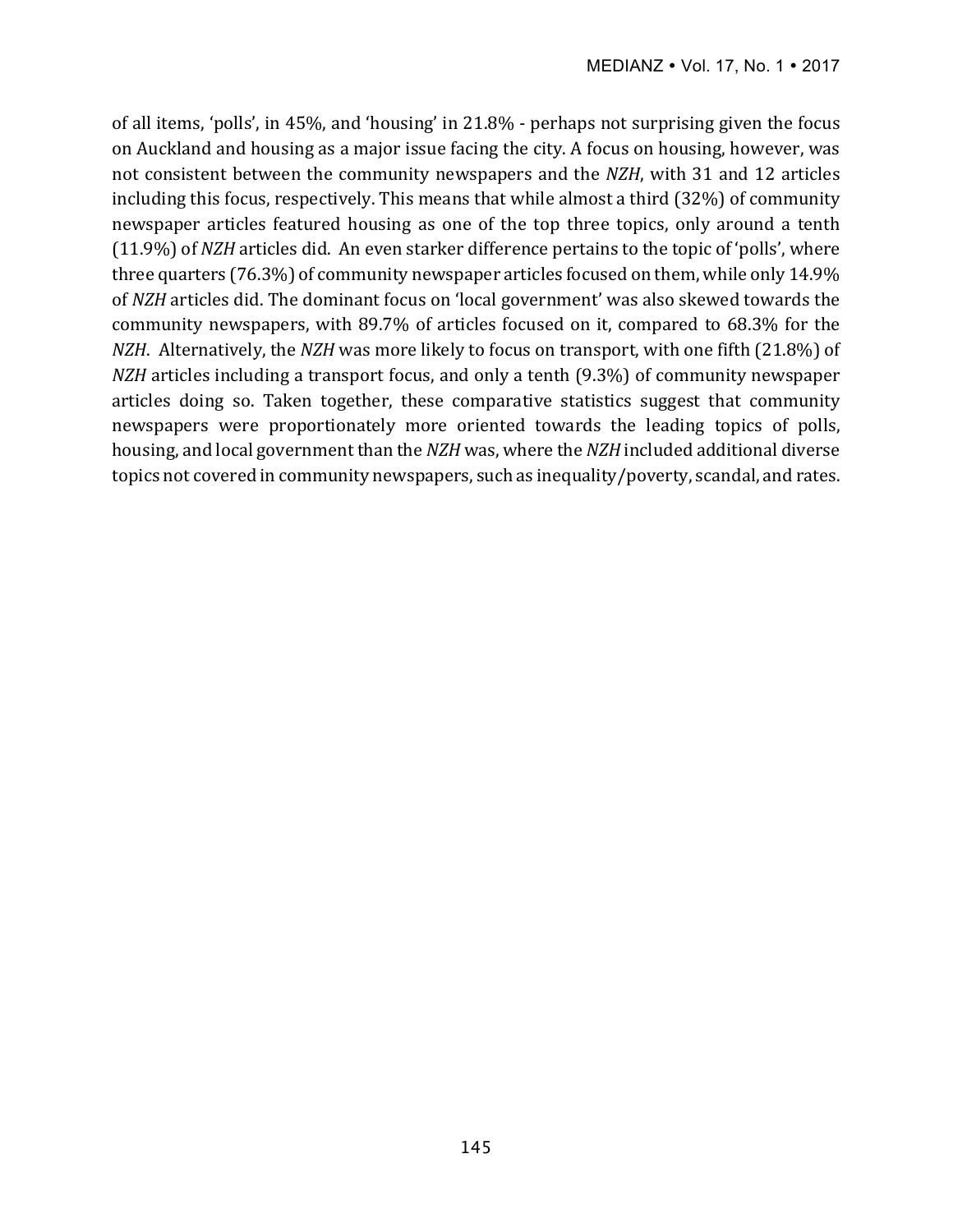of all items, 'polls', in 45%, and 'housing' in 21.8% - perhaps not surprising given the focus on Auckland and housing as a major issue facing the city. A focus on housing, however, was not consistent between the community newspapers and the *NZH*, with 31 and 12 articles including this focus, respectively. This means that while almost a third (32%) of community newspaper articles featured housing as one of the top three topics, only around a tenth (11.9%) of *NZH* articles did. An even starker difference pertains to the topic of 'polls', where three quarters (76.3%) of community newspaper articles focused on them, while only 14.9% of *NZH* articles did. The dominant focus on 'local government' was also skewed towards the community newspapers, with 89.7% of articles focused on it, compared to 68.3% for the *NZH*. Alternatively, the *NZH* was more likely to focus on transport, with one fifth (21.8%) of *NZH* articles including a transport focus, and only a tenth (9.3%) of community newspaper articles doing so. Taken together, these comparative statistics suggest that community newspapers were proportionately more oriented towards the leading topics of polls, housing, and local government than the *NZH* was, where the *NZH* included additional diverse topics not covered in community newspapers, such as inequality/poverty, scandal, and rates.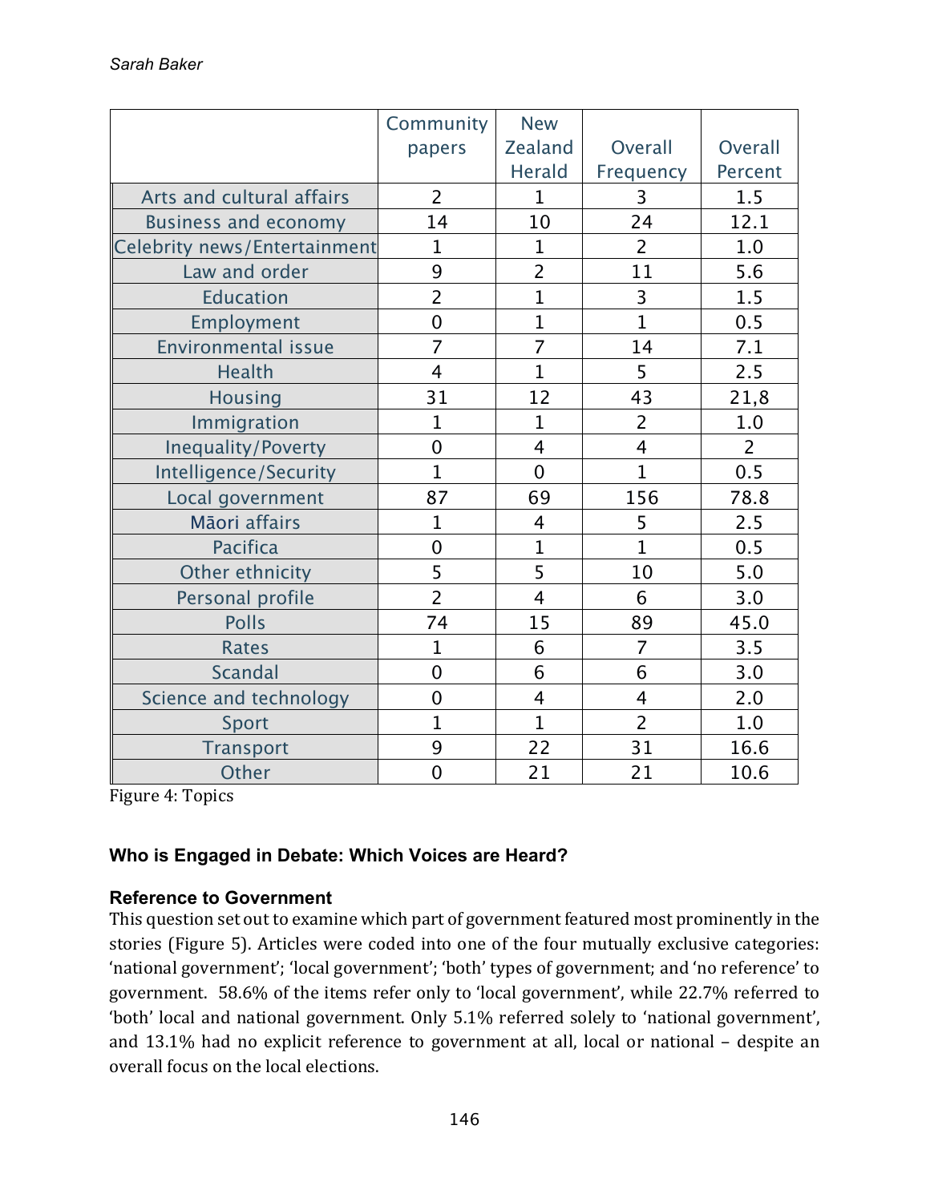|  | Community papers | New Zealand Herald | Overall Frequency | Overall Percent |
|---|---|---|---|---|
| Arts and cultural affairs | 2 | 1 | 3 | 1.5 |
| Business and economy | 14 | 10 | 24 | 12.1 |
| Celebrity news/Entertainment | 1 | 1 | 2 | 1.0 |
| Law and order | 9 | 2 | 11 | 5.6 |
| Education | 2 | 1 | 3 | 1.5 |
| Employment | 0 | 1 | 1 | 0.5 |
| Environmental issue | 7 | 7 | 14 | 7.1 |
| Health | 4 | 1 | 5 | 2.5 |
| Housing | 31 | 12 | 43 | 21,8 |
| Immigration | 1 | 1 | 2 | 1.0 |
| Inequality/Poverty | 0 | 4 | 4 | 2 |
| Intelligence/Security | 1 | 0 | 1 | 0.5 |
| Local government | 87 | 69 | 156 | 78.8 |
| Māori affairs | 1 | 4 | 5 | 2.5 |
| Pacifica | 0 | 1 | 1 | 0.5 |
| Other ethnicity | 5 | 5 | 10 | 5.0 |
| Personal profile | 2 | 4 | 6 | 3.0 |
| Polls | 74 | 15 | 89 | 45.0 |
| Rates | 1 | 6 | 7 | 3.5 |
| Scandal | 0 | 6 | 6 | 3.0 |
| Science and technology | 0 | 4 | 4 | 2.0 |
| Sport | 1 | 1 | 2 | 1.0 |
| Transport | 9 | 22 | 31 | 16.6 |
| Other | 0 | 21 | 21 | 10.6 |

Figure 4: Topics

## Who is Engaged in Debate: Which Voices are Heard?

### Reference to Government

This question set out to examine which part of government featured most prominently in the stories (Figure 5). Articles were coded into one of the four mutually exclusive categories: 'national government'; 'local government'; 'both' types of government; and 'no reference' to government. 58.6% of the items refer only to 'local government', while 22.7% referred to 'both' local and national government. Only 5.1% referred solely to 'national government', and 13.1% had no explicit reference to government at all, local or national – despite an overall focus on the local elections.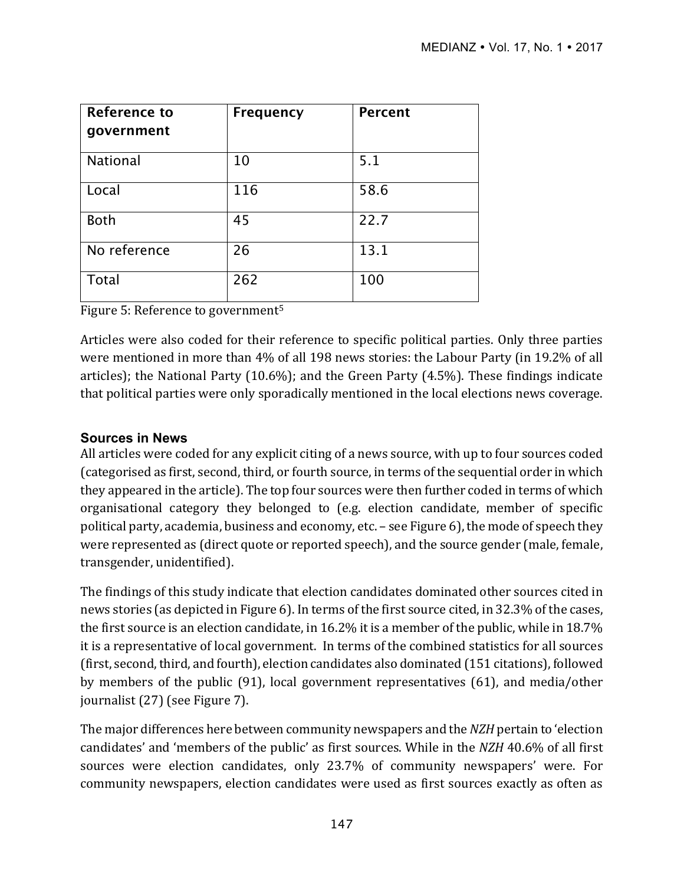| Reference to government | Frequency | Percent |
|---|---|---|
| National | 10 | 5.1 |
| Local | 116 | 58.6 |
| Both | 45 | 22.7 |
| No reference | 26 | 13.1 |
| Total | 262 | 100 |

Figure 5: Reference to government[5]

Articles were also coded for their reference to specific political parties. Only three parties were mentioned in more than 4% of all 198 news stories: the Labour Party (in 19.2% of all articles); the National Party (10.6%); and the Green Party (4.5%). These findings indicate that political parties were only sporadically mentioned in the local elections news coverage.

### Sources in News

All articles were coded for any explicit citing of a news source, with up to four sources coded (categorised as first, second, third, or fourth source, in terms of the sequential order in which they appeared in the article). The top four sources were then further coded in terms of which organisational category they belonged to (e.g. election candidate, member of specific political party, academia, business and economy, etc. – see Figure 6), the mode of speech they were represented as (direct quote or reported speech), and the source gender (male, female, transgender, unidentified).

The findings of this study indicate that election candidates dominated other sources cited in news stories (as depicted in Figure 6). In terms of the first source cited, in 32.3% of the cases, the first source is an election candidate, in 16.2% it is a member of the public, while in 18.7% it is a representative of local government. In terms of the combined statistics for all sources (first, second, third, and fourth), election candidates also dominated (151 citations), followed by members of the public (91), local government representatives (61), and media/other journalist (27) (see Figure 7).

The major differences here between community newspapers and the *NZH* pertain to 'election candidates' and 'members of the public' as first sources. While in the *NZH* 40.6% of all first sources were election candidates, only 23.7% of community newspapers' were. For community newspapers, election candidates were used as first sources exactly as often as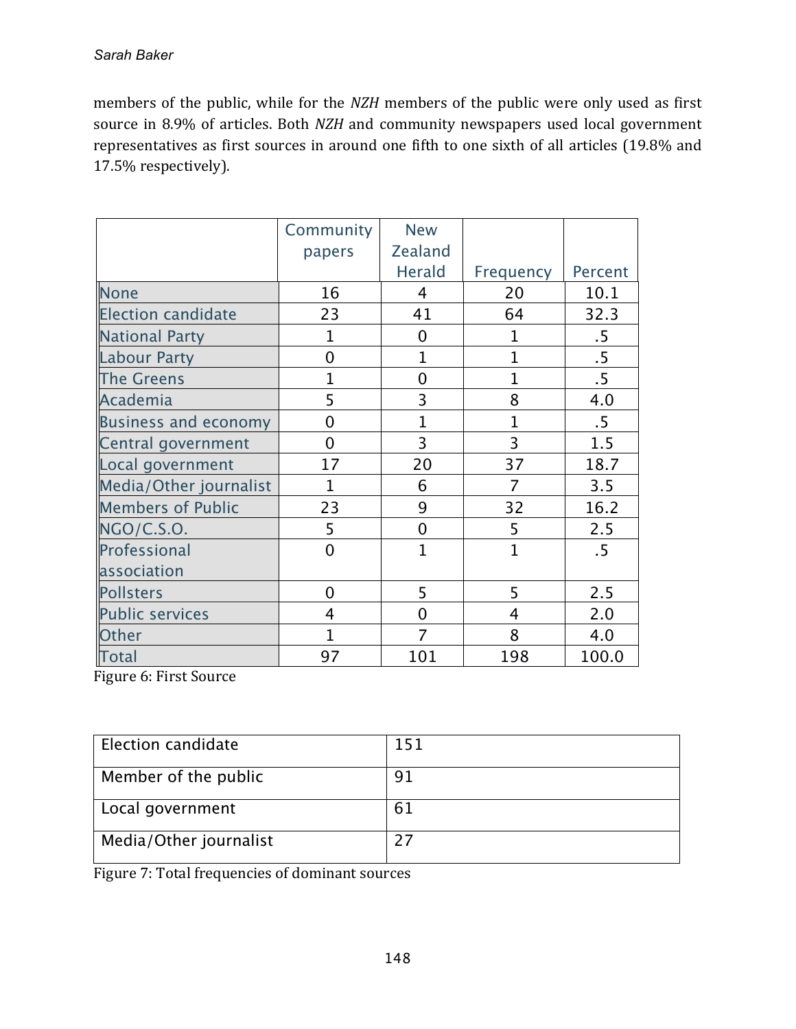members of the public, while for the *NZH* members of the public were only used as first source in 8.9% of articles. Both *NZH* and community newspapers used local government representatives as first sources in around one fifth to one sixth of all articles (19.8% and 17.5% respectively).

| | Community papers | New Zealand Herald | Frequency | Percent |
|---|---|---|---|---|
| None | 16 | 4 | 20 | 10.1 |
| Election candidate | 23 | 41 | 64 | 32.3 |
| National Party | 1 | 0 | 1 | .5 |
| Labour Party | 0 | 1 | 1 | .5 |
| The Greens | 1 | 0 | 1 | .5 |
| Academia | 5 | 3 | 8 | 4.0 |
| Business and economy | 0 | 1 | 1 | .5 |
| Central government | 0 | 3 | 3 | 1.5 |
| Local government | 17 | 20 | 37 | 18.7 |
| Media/Other journalist | 1 | 6 | 7 | 3.5 |
| Members of Public | 23 | 9 | 32 | 16.2 |
| NGO/C.S.O. | 5 | 0 | 5 | 2.5 |
| Professional association | 0 | 1 | 1 | .5 |
| Pollsters | 0 | 5 | 5 | 2.5 |
| Public services | 4 | 0 | 4 | 2.0 |
| Other | 1 | 7 | 8 | 4.0 |
| Total | 97 | 101 | 198 | 100.0 |

Figure 6: First Source

| | |
|---|---|
| Election candidate | 151 |
| Member of the public | 91 |
| Local government | 61 |
| Media/Other journalist | 27 |

Figure 7: Total frequencies of dominant sources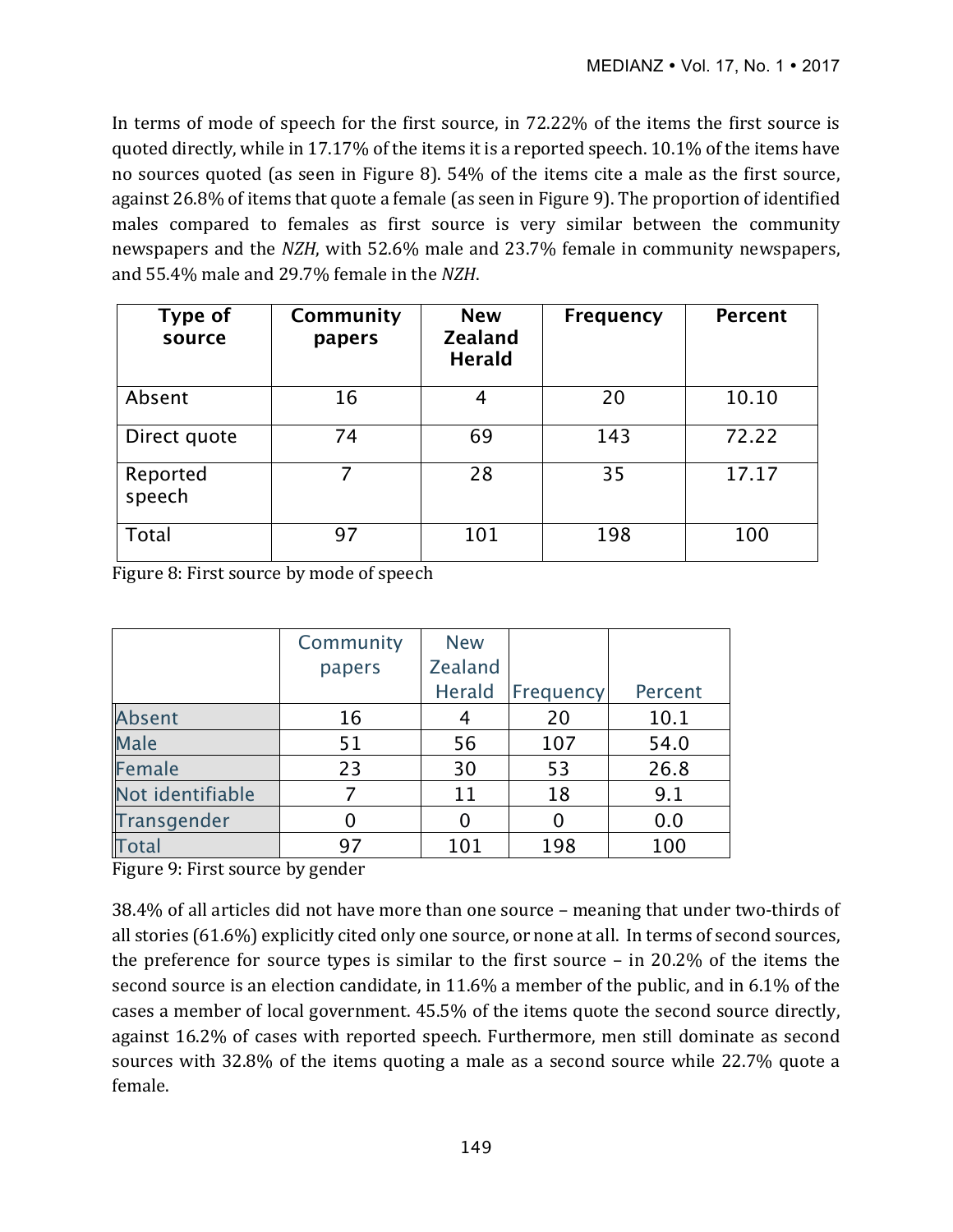In terms of mode of speech for the first source, in 72.22% of the items the first source is quoted directly, while in 17.17% of the items it is a reported speech. 10.1% of the items have no sources quoted (as seen in Figure 8). 54% of the items cite a male as the first source, against 26.8% of items that quote a female (as seen in Figure 9). The proportion of identified males compared to females as first source is very similar between the community newspapers and the *NZH*, with 52.6% male and 23.7% female in community newspapers, and 55.4% male and 29.7% female in the *NZH*.

| Type of source | Community papers | New Zealand Herald | Frequency | Percent |
|---|---|---|---|---|
| Absent | 16 | 4 | 20 | 10.10 |
| Direct quote | 74 | 69 | 143 | 72.22 |
| Reported speech | 7 | 28 | 35 | 17.17 |
| Total | 97 | 101 | 198 | 100 |

Figure 8: First source by mode of speech

| | Community papers | New Zealand Herald | Frequency | Percent |
|---|---|---|---|---|
| Absent | 16 | 4 | 20 | 10.1 |
| Male | 51 | 56 | 107 | 54.0 |
| Female | 23 | 30 | 53 | 26.8 |
| Not identifiable | 7 | 11 | 18 | 9.1 |
| Transgender | 0 | 0 | 0 | 0.0 |
| Total | 97 | 101 | 198 | 100 |

Figure 9: First source by gender

38.4% of all articles did not have more than one source – meaning that under two-thirds of all stories (61.6%) explicitly cited only one source, or none at all. In terms of second sources, the preference for source types is similar to the first source – in 20.2% of the items the second source is an election candidate, in 11.6% a member of the public, and in 6.1% of the cases a member of local government. 45.5% of the items quote the second source directly, against 16.2% of cases with reported speech. Furthermore, men still dominate as second sources with 32.8% of the items quoting a male as a second source while 22.7% quote a female.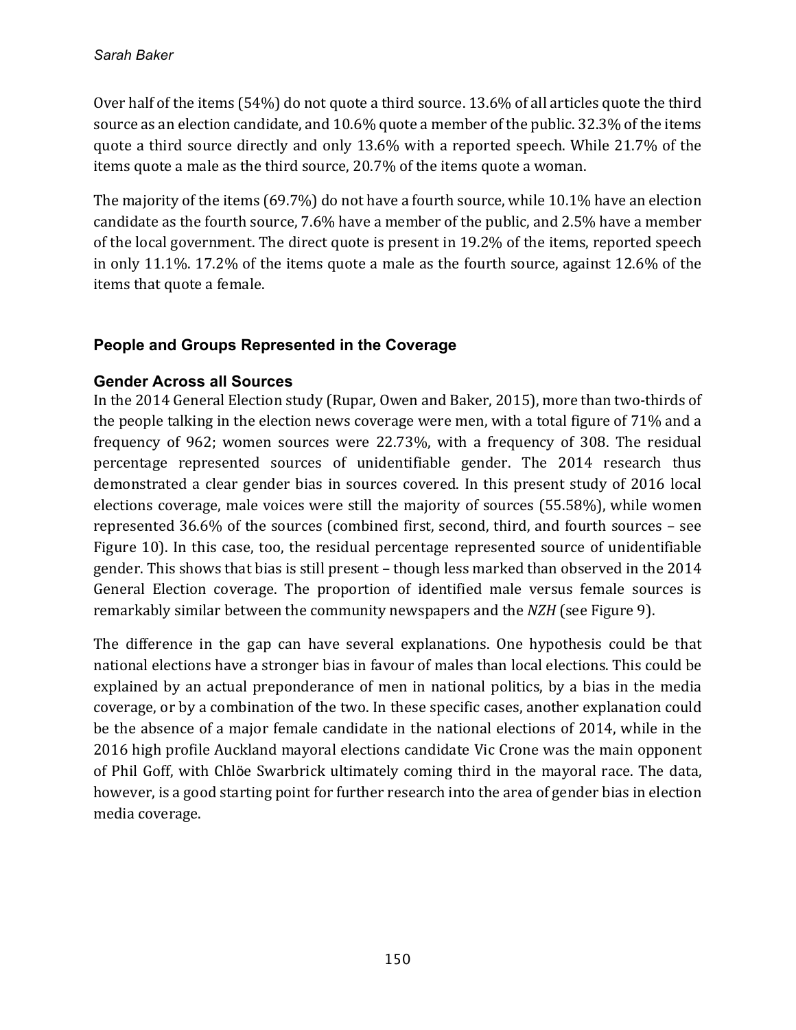Over half of the items (54%) do not quote a third source. 13.6% of all articles quote the third source as an election candidate, and 10.6% quote a member of the public. 32.3% of the items quote a third source directly and only 13.6% with a reported speech. While 21.7% of the items quote a male as the third source, 20.7% of the items quote a woman.

The majority of the items (69.7%) do not have a fourth source, while 10.1% have an election candidate as the fourth source, 7.6% have a member of the public, and 2.5% have a member of the local government. The direct quote is present in 19.2% of the items, reported speech in only 11.1%. 17.2% of the items quote a male as the fourth source, against 12.6% of the items that quote a female.

## People and Groups Represented in the Coverage

### Gender Across all Sources

In the 2014 General Election study (Rupar, Owen and Baker, 2015), more than two-thirds of the people talking in the election news coverage were men, with a total figure of 71% and a frequency of 962; women sources were 22.73%, with a frequency of 308. The residual percentage represented sources of unidentifiable gender. The 2014 research thus demonstrated a clear gender bias in sources covered. In this present study of 2016 local elections coverage, male voices were still the majority of sources (55.58%), while women represented 36.6% of the sources (combined first, second, third, and fourth sources – see Figure 10). In this case, too, the residual percentage represented source of unidentifiable gender. This shows that bias is still present – though less marked than observed in the 2014 General Election coverage. The proportion of identified male versus female sources is remarkably similar between the community newspapers and the *NZH* (see Figure 9).

The difference in the gap can have several explanations. One hypothesis could be that national elections have a stronger bias in favour of males than local elections. This could be explained by an actual preponderance of men in national politics, by a bias in the media coverage, or by a combination of the two. In these specific cases, another explanation could be the absence of a major female candidate in the national elections of 2014, while in the 2016 high profile Auckland mayoral elections candidate Vic Crone was the main opponent of Phil Goff, with Chlöe Swarbrick ultimately coming third in the mayoral race. The data, however, is a good starting point for further research into the area of gender bias in election media coverage.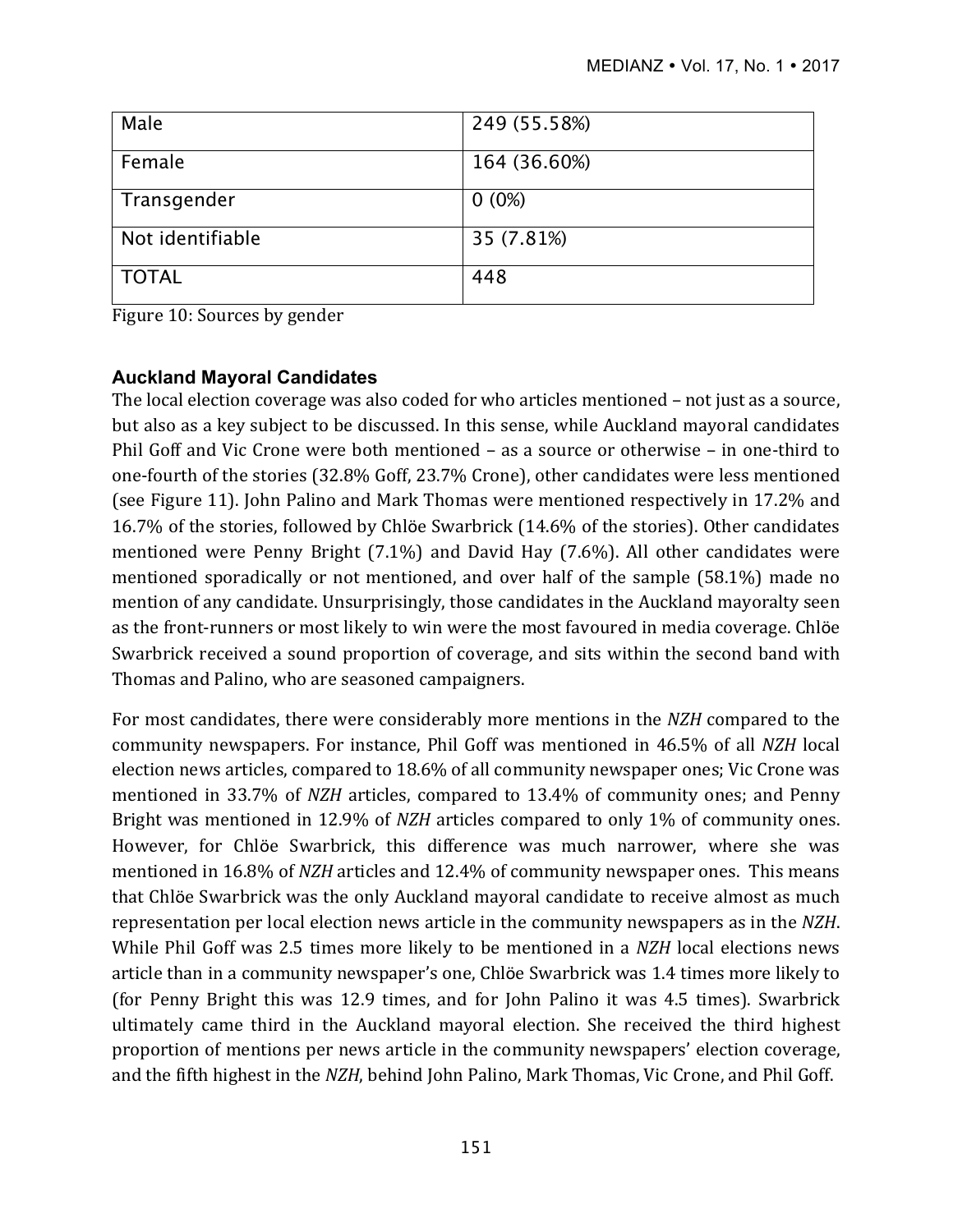| Male | 249 (55.58%) |
| --- | --- |
| Female | 164 (36.60%) |
| Transgender | 0 (0%) |
| Not identifiable | 35 (7.81%) |
| TOTAL | 448 |

Figure 10: Sources by gender

### Auckland Mayoral Candidates

The local election coverage was also coded for who articles mentioned – not just as a source, but also as a key subject to be discussed. In this sense, while Auckland mayoral candidates Phil Goff and Vic Crone were both mentioned – as a source or otherwise – in one-third to one-fourth of the stories (32.8% Goff, 23.7% Crone), other candidates were less mentioned (see Figure 11). John Palino and Mark Thomas were mentioned respectively in 17.2% and 16.7% of the stories, followed by Chlöe Swarbrick (14.6% of the stories). Other candidates mentioned were Penny Bright (7.1%) and David Hay (7.6%). All other candidates were mentioned sporadically or not mentioned, and over half of the sample (58.1%) made no mention of any candidate. Unsurprisingly, those candidates in the Auckland mayoralty seen as the front-runners or most likely to win were the most favoured in media coverage. Chlöe Swarbrick received a sound proportion of coverage, and sits within the second band with Thomas and Palino, who are seasoned campaigners.

For most candidates, there were considerably more mentions in the *NZH* compared to the community newspapers. For instance, Phil Goff was mentioned in 46.5% of all *NZH* local election news articles, compared to 18.6% of all community newspaper ones; Vic Crone was mentioned in 33.7% of *NZH* articles, compared to 13.4% of community ones; and Penny Bright was mentioned in 12.9% of *NZH* articles compared to only 1% of community ones. However, for Chlöe Swarbrick, this difference was much narrower, where she was mentioned in 16.8% of *NZH* articles and 12.4% of community newspaper ones. This means that Chlöe Swarbrick was the only Auckland mayoral candidate to receive almost as much representation per local election news article in the community newspapers as in the *NZH*. While Phil Goff was 2.5 times more likely to be mentioned in a *NZH* local elections news article than in a community newspaper's one, Chlöe Swarbrick was 1.4 times more likely to (for Penny Bright this was 12.9 times, and for John Palino it was 4.5 times). Swarbrick ultimately came third in the Auckland mayoral election. She received the third highest proportion of mentions per news article in the community newspapers' election coverage, and the fifth highest in the *NZH*, behind John Palino, Mark Thomas, Vic Crone, and Phil Goff.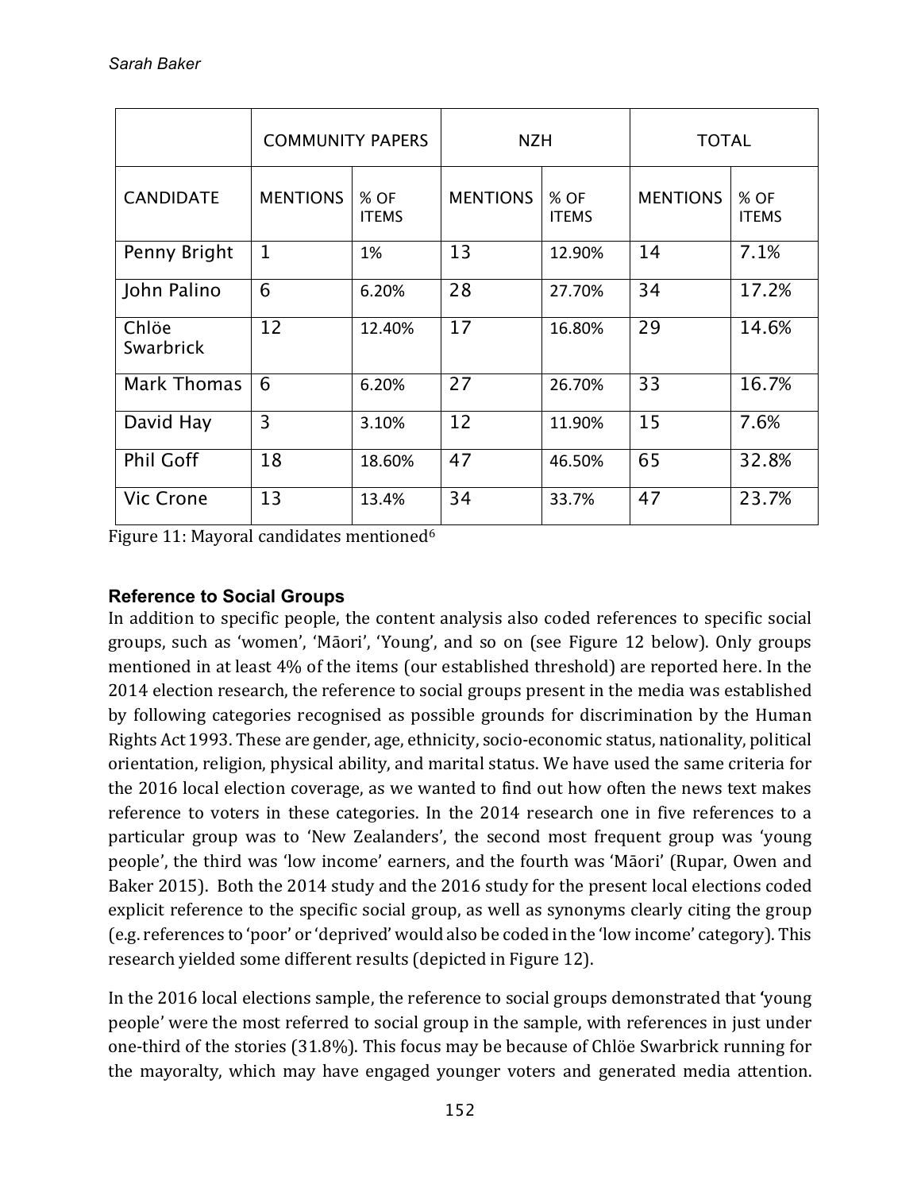| | COMMUNITY PAPERS | | NZH | | TOTAL | |
|---|---|---|---|---|---|---|
| CANDIDATE | MENTIONS | % OF ITEMS | MENTIONS | % OF ITEMS | MENTIONS | % OF ITEMS |
| Penny Bright | 1 | 1% | 13 | 12.90% | 14 | 7.1% |
| John Palino | 6 | 6.20% | 28 | 27.70% | 34 | 17.2% |
| Chlöe Swarbrick | 12 | 12.40% | 17 | 16.80% | 29 | 14.6% |
| Mark Thomas | 6 | 6.20% | 27 | 26.70% | 33 | 16.7% |
| David Hay | 3 | 3.10% | 12 | 11.90% | 15 | 7.6% |
| Phil Goff | 18 | 18.60% | 47 | 46.50% | 65 | 32.8% |
| Vic Crone | 13 | 13.4% | 34 | 33.7% | 47 | 23.7% |

Figure 11: Mayoral candidates mentioned[6]

### Reference to Social Groups

In addition to specific people, the content analysis also coded references to specific social groups, such as 'women', 'Māori', 'Young', and so on (see Figure 12 below). Only groups mentioned in at least 4% of the items (our established threshold) are reported here. In the 2014 election research, the reference to social groups present in the media was established by following categories recognised as possible grounds for discrimination by the Human Rights Act 1993. These are gender, age, ethnicity, socio-economic status, nationality, political orientation, religion, physical ability, and marital status. We have used the same criteria for the 2016 local election coverage, as we wanted to find out how often the news text makes reference to voters in these categories. In the 2014 research one in five references to a particular group was to 'New Zealanders', the second most frequent group was 'young people', the third was 'low income' earners, and the fourth was 'Māori' (Rupar, Owen and Baker 2015). Both the 2014 study and the 2016 study for the present local elections coded explicit reference to the specific social group, as well as synonyms clearly citing the group (e.g. references to 'poor' or 'deprived' would also be coded in the 'low income' category). This research yielded some different results (depicted in Figure 12).

In the 2016 local elections sample, the reference to social groups demonstrated that 'young people' were the most referred to social group in the sample, with references in just under one-third of the stories (31.8%). This focus may be because of Chlöe Swarbrick running for the mayoralty, which may have engaged younger voters and generated media attention.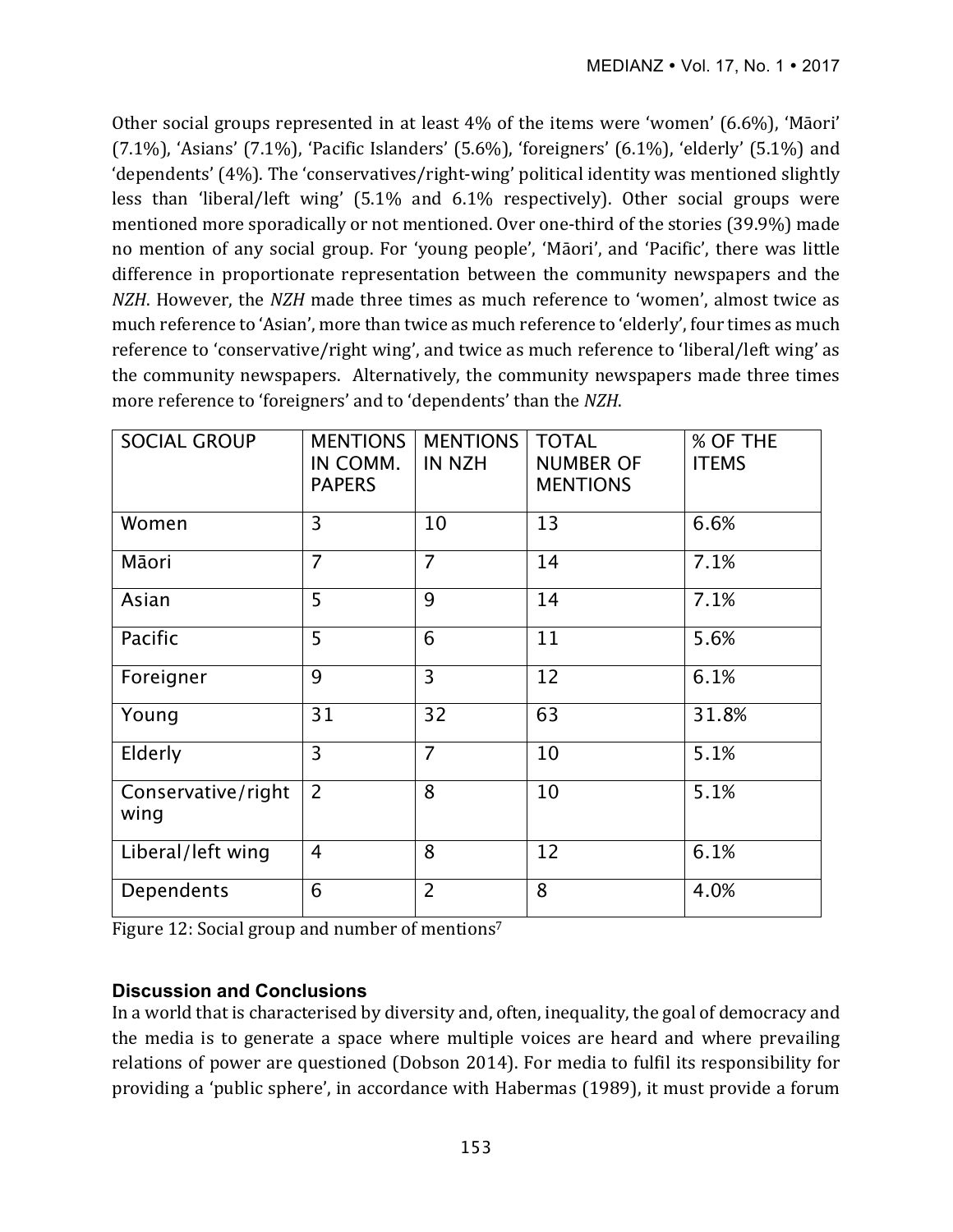Other social groups represented in at least 4% of the items were 'women' (6.6%), 'Māori' (7.1%), 'Asians' (7.1%), 'Pacific Islanders' (5.6%), 'foreigners' (6.1%), 'elderly' (5.1%) and 'dependents' (4%). The 'conservatives/right-wing' political identity was mentioned slightly less than 'liberal/left wing' (5.1% and 6.1% respectively). Other social groups were mentioned more sporadically or not mentioned. Over one-third of the stories (39.9%) made no mention of any social group. For 'young people', 'Māori', and 'Pacific', there was little difference in proportionate representation between the community newspapers and the *NZH*. However, the *NZH* made three times as much reference to 'women', almost twice as much reference to 'Asian', more than twice as much reference to 'elderly', four times as much reference to 'conservative/right wing', and twice as much reference to 'liberal/left wing' as the community newspapers. Alternatively, the community newspapers made three times more reference to 'foreigners' and to 'dependents' than the *NZH*.

| SOCIAL GROUP | MENTIONS IN COMM. PAPERS | MENTIONS IN NZH | TOTAL NUMBER OF MENTIONS | % OF THE ITEMS |
|---|---|---|---|---|
| Women | 3 | 10 | 13 | 6.6% |
| Māori | 7 | 7 | 14 | 7.1% |
| Asian | 5 | 9 | 14 | 7.1% |
| Pacific | 5 | 6 | 11 | 5.6% |
| Foreigner | 9 | 3 | 12 | 6.1% |
| Young | 31 | 32 | 63 | 31.8% |
| Elderly | 3 | 7 | 10 | 5.1% |
| Conservative/right wing | 2 | 8 | 10 | 5.1% |
| Liberal/left wing | 4 | 8 | 12 | 6.1% |
| Dependents | 6 | 2 | 8 | 4.0% |

Figure 12: Social group and number of mentions[7]

## Discussion and Conclusions

In a world that is characterised by diversity and, often, inequality, the goal of democracy and the media is to generate a space where multiple voices are heard and where prevailing relations of power are questioned (Dobson 2014). For media to fulfil its responsibility for providing a 'public sphere', in accordance with Habermas (1989), it must provide a forum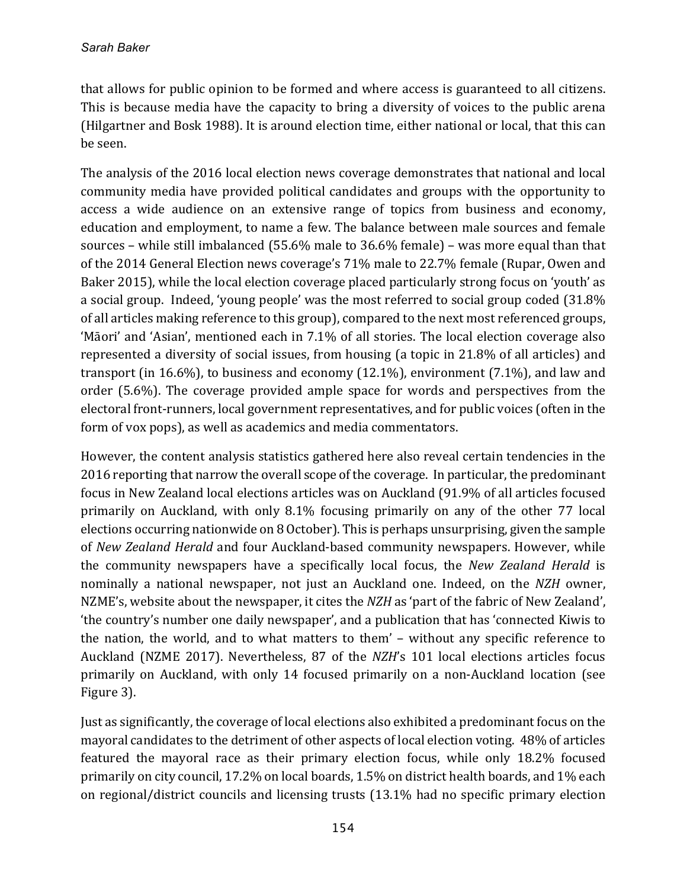that allows for public opinion to be formed and where access is guaranteed to all citizens. This is because media have the capacity to bring a diversity of voices to the public arena (Hilgartner and Bosk 1988). It is around election time, either national or local, that this can be seen.

The analysis of the 2016 local election news coverage demonstrates that national and local community media have provided political candidates and groups with the opportunity to access a wide audience on an extensive range of topics from business and economy, education and employment, to name a few. The balance between male sources and female sources – while still imbalanced (55.6% male to 36.6% female) – was more equal than that of the 2014 General Election news coverage's 71% male to 22.7% female (Rupar, Owen and Baker 2015), while the local election coverage placed particularly strong focus on 'youth' as a social group. Indeed, 'young people' was the most referred to social group coded (31.8% of all articles making reference to this group), compared to the next most referenced groups, 'Māori' and 'Asian', mentioned each in 7.1% of all stories. The local election coverage also represented a diversity of social issues, from housing (a topic in 21.8% of all articles) and transport (in 16.6%), to business and economy (12.1%), environment (7.1%), and law and order (5.6%). The coverage provided ample space for words and perspectives from the electoral front-runners, local government representatives, and for public voices (often in the form of vox pops), as well as academics and media commentators.

However, the content analysis statistics gathered here also reveal certain tendencies in the 2016 reporting that narrow the overall scope of the coverage. In particular, the predominant focus in New Zealand local elections articles was on Auckland (91.9% of all articles focused primarily on Auckland, with only 8.1% focusing primarily on any of the other 77 local elections occurring nationwide on 8 October). This is perhaps unsurprising, given the sample of *New Zealand Herald* and four Auckland-based community newspapers. However, while the community newspapers have a specifically local focus, the *New Zealand Herald* is nominally a national newspaper, not just an Auckland one. Indeed, on the *NZH* owner, NZME's, website about the newspaper, it cites the *NZH* as 'part of the fabric of New Zealand', 'the country's number one daily newspaper', and a publication that has 'connected Kiwis to the nation, the world, and to what matters to them' – without any specific reference to Auckland (NZME 2017). Nevertheless, 87 of the *NZH*'s 101 local elections articles focus primarily on Auckland, with only 14 focused primarily on a non-Auckland location (see Figure 3).

Just as significantly, the coverage of local elections also exhibited a predominant focus on the mayoral candidates to the detriment of other aspects of local election voting. 48% of articles featured the mayoral race as their primary election focus, while only 18.2% focused primarily on city council, 17.2% on local boards, 1.5% on district health boards, and 1% each on regional/district councils and licensing trusts (13.1% had no specific primary election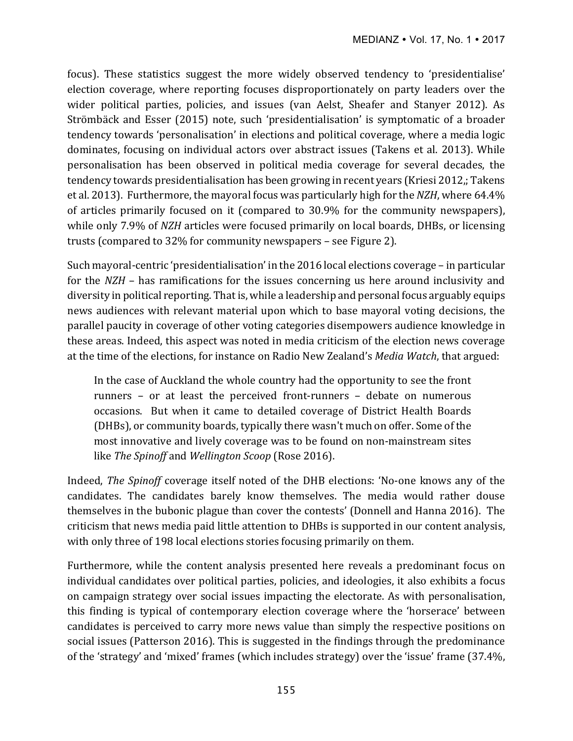focus). These statistics suggest the more widely observed tendency to 'presidentialise' election coverage, where reporting focuses disproportionately on party leaders over the wider political parties, policies, and issues (van Aelst, Sheafer and Stanyer 2012). As Strömbäck and Esser (2015) note, such 'presidentialisation' is symptomatic of a broader tendency towards 'personalisation' in elections and political coverage, where a media logic dominates, focusing on individual actors over abstract issues (Takens et al. 2013). While personalisation has been observed in political media coverage for several decades, the tendency towards presidentialisation has been growing in recent years (Kriesi 2012,; Takens et al. 2013). Furthermore, the mayoral focus was particularly high for the *NZH*, where 64.4% of articles primarily focused on it (compared to 30.9% for the community newspapers), while only 7.9% of *NZH* articles were focused primarily on local boards, DHBs, or licensing trusts (compared to 32% for community newspapers – see Figure 2).

Such mayoral-centric 'presidentialisation' in the 2016 local elections coverage – in particular for the *NZH* – has ramifications for the issues concerning us here around inclusivity and diversity in political reporting. That is, while a leadership and personal focus arguably equips news audiences with relevant material upon which to base mayoral voting decisions, the parallel paucity in coverage of other voting categories disempowers audience knowledge in these areas. Indeed, this aspect was noted in media criticism of the election news coverage at the time of the elections, for instance on Radio New Zealand's *Media Watch*, that argued:

> In the case of Auckland the whole country had the opportunity to see the front runners – or at least the perceived front-runners – debate on numerous occasions. But when it came to detailed coverage of District Health Boards (DHBs), or community boards, typically there wasn't much on offer. Some of the most innovative and lively coverage was to be found on non-mainstream sites like *The Spinoff* and *Wellington Scoop* (Rose 2016).

Indeed, *The Spinoff* coverage itself noted of the DHB elections: 'No-one knows any of the candidates. The candidates barely know themselves. The media would rather douse themselves in the bubonic plague than cover the contests' (Donnell and Hanna 2016). The criticism that news media paid little attention to DHBs is supported in our content analysis, with only three of 198 local elections stories focusing primarily on them.

Furthermore, while the content analysis presented here reveals a predominant focus on individual candidates over political parties, policies, and ideologies, it also exhibits a focus on campaign strategy over social issues impacting the electorate. As with personalisation, this finding is typical of contemporary election coverage where the 'horserace' between candidates is perceived to carry more news value than simply the respective positions on social issues (Patterson 2016). This is suggested in the findings through the predominance of the 'strategy' and 'mixed' frames (which includes strategy) over the 'issue' frame (37.4%,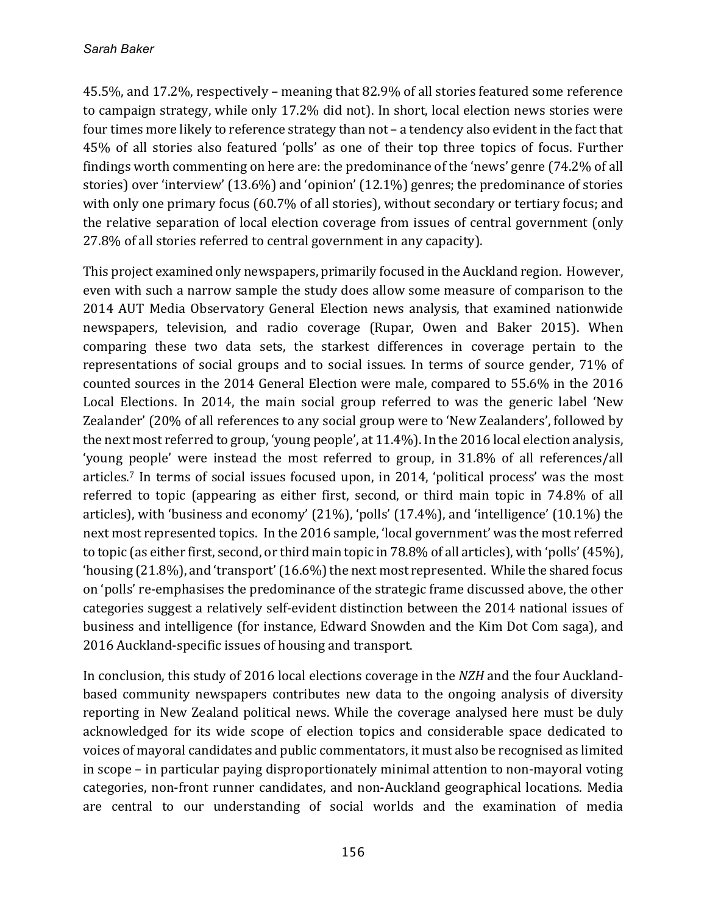45.5%, and 17.2%, respectively – meaning that 82.9% of all stories featured some reference to campaign strategy, while only 17.2% did not). In short, local election news stories were four times more likely to reference strategy than not – a tendency also evident in the fact that 45% of all stories also featured 'polls' as one of their top three topics of focus. Further findings worth commenting on here are: the predominance of the 'news' genre (74.2% of all stories) over 'interview' (13.6%) and 'opinion' (12.1%) genres; the predominance of stories with only one primary focus (60.7% of all stories), without secondary or tertiary focus; and the relative separation of local election coverage from issues of central government (only 27.8% of all stories referred to central government in any capacity).

This project examined only newspapers, primarily focused in the Auckland region. However, even with such a narrow sample the study does allow some measure of comparison to the 2014 AUT Media Observatory General Election news analysis, that examined nationwide newspapers, television, and radio coverage (Rupar, Owen and Baker 2015). When comparing these two data sets, the starkest differences in coverage pertain to the representations of social groups and to social issues. In terms of source gender, 71% of counted sources in the 2014 General Election were male, compared to 55.6% in the 2016 Local Elections. In 2014, the main social group referred to was the generic label 'New Zealander' (20% of all references to any social group were to 'New Zealanders', followed by the next most referred to group, 'young people', at 11.4%). In the 2016 local election analysis, 'young people' were instead the most referred to group, in 31.8% of all references/all articles.[7] In terms of social issues focused upon, in 2014, 'political process' was the most referred to topic (appearing as either first, second, or third main topic in 74.8% of all articles), with 'business and economy' (21%), 'polls' (17.4%), and 'intelligence' (10.1%) the next most represented topics. In the 2016 sample, 'local government' was the most referred to topic (as either first, second, or third main topic in 78.8% of all articles), with 'polls' (45%), 'housing (21.8%), and 'transport' (16.6%) the next most represented. While the shared focus on 'polls' re-emphasises the predominance of the strategic frame discussed above, the other categories suggest a relatively self-evident distinction between the 2014 national issues of business and intelligence (for instance, Edward Snowden and the Kim Dot Com saga), and 2016 Auckland-specific issues of housing and transport.

In conclusion, this study of 2016 local elections coverage in the *NZH* and the four Auckland-based community newspapers contributes new data to the ongoing analysis of diversity reporting in New Zealand political news. While the coverage analysed here must be duly acknowledged for its wide scope of election topics and considerable space dedicated to voices of mayoral candidates and public commentators, it must also be recognised as limited in scope – in particular paying disproportionately minimal attention to non-mayoral voting categories, non-front runner candidates, and non-Auckland geographical locations. Media are central to our understanding of social worlds and the examination of media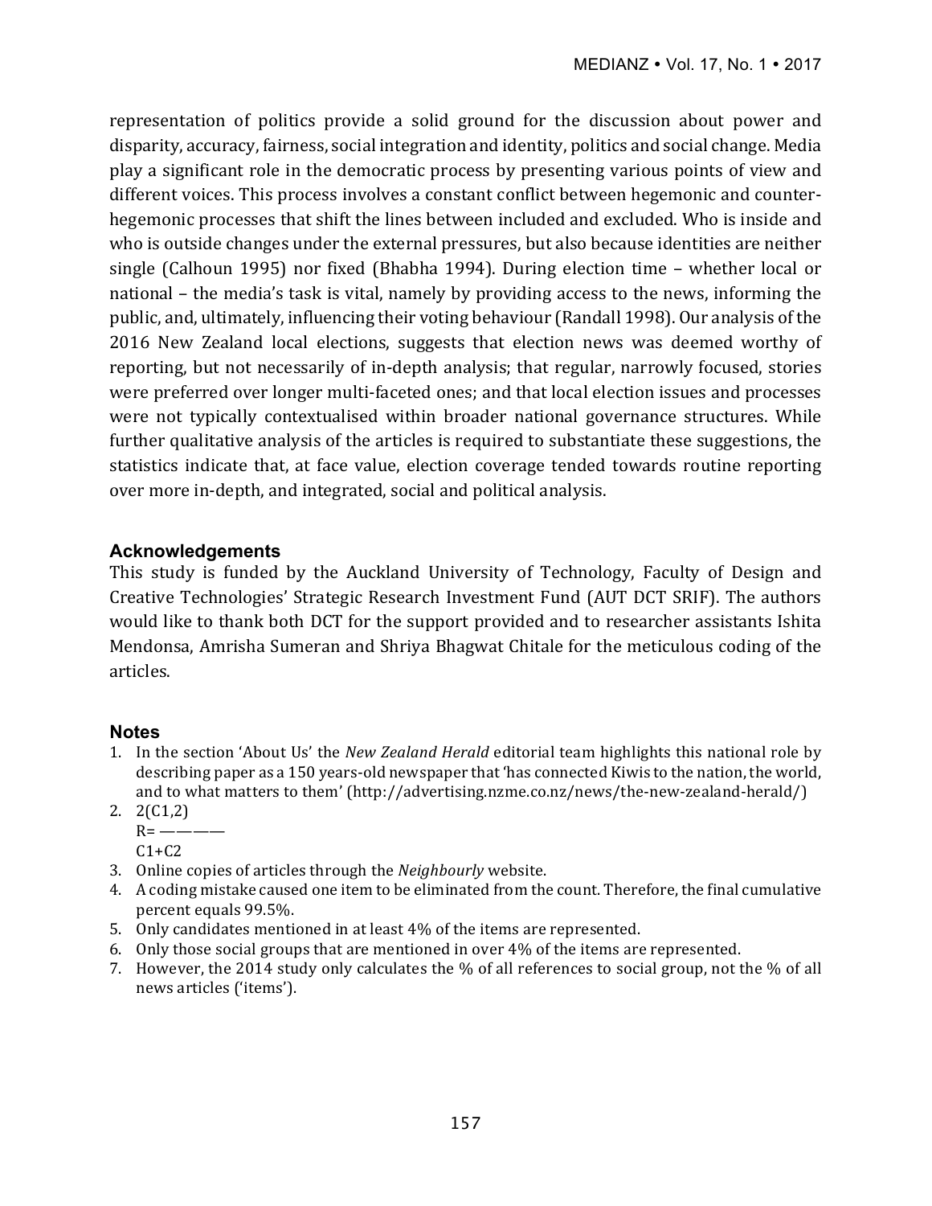representation of politics provide a solid ground for the discussion about power and disparity, accuracy, fairness, social integration and identity, politics and social change. Media play a significant role in the democratic process by presenting various points of view and different voices. This process involves a constant conflict between hegemonic and counter-hegemonic processes that shift the lines between included and excluded. Who is inside and who is outside changes under the external pressures, but also because identities are neither single (Calhoun 1995) nor fixed (Bhabha 1994). During election time – whether local or national – the media's task is vital, namely by providing access to the news, informing the public, and, ultimately, influencing their voting behaviour (Randall 1998). Our analysis of the 2016 New Zealand local elections, suggests that election news was deemed worthy of reporting, but not necessarily of in-depth analysis; that regular, narrowly focused, stories were preferred over longer multi-faceted ones; and that local election issues and processes were not typically contextualised within broader national governance structures. While further qualitative analysis of the articles is required to substantiate these suggestions, the statistics indicate that, at face value, election coverage tended towards routine reporting over more in-depth, and integrated, social and political analysis.

## Acknowledgements

This study is funded by the Auckland University of Technology, Faculty of Design and Creative Technologies' Strategic Research Investment Fund (AUT DCT SRIF). The authors would like to thank both DCT for the support provided and to researcher assistants Ishita Mendonsa, Amrisha Sumeran and Shriya Bhagwat Chitale for the meticulous coding of the articles.

## Notes

1. In the section 'About Us' the *New Zealand Herald* editorial team highlights this national role by describing paper as a 150 years-old newspaper that 'has connected Kiwis to the nation, the world, and to what matters to them' (http://advertising.nzme.co.nz/news/the-new-zealand-herald/)
2. $R = \dfrac{2(C1,2)}{C1+C2}$
3. Online copies of articles through the *Neighbourly* website.
4. A coding mistake caused one item to be eliminated from the count. Therefore, the final cumulative percent equals 99.5%.
5. Only candidates mentioned in at least 4% of the items are represented.
6. Only those social groups that are mentioned in over 4% of the items are represented.
7. However, the 2014 study only calculates the % of all references to social group, not the % of all news articles ('items').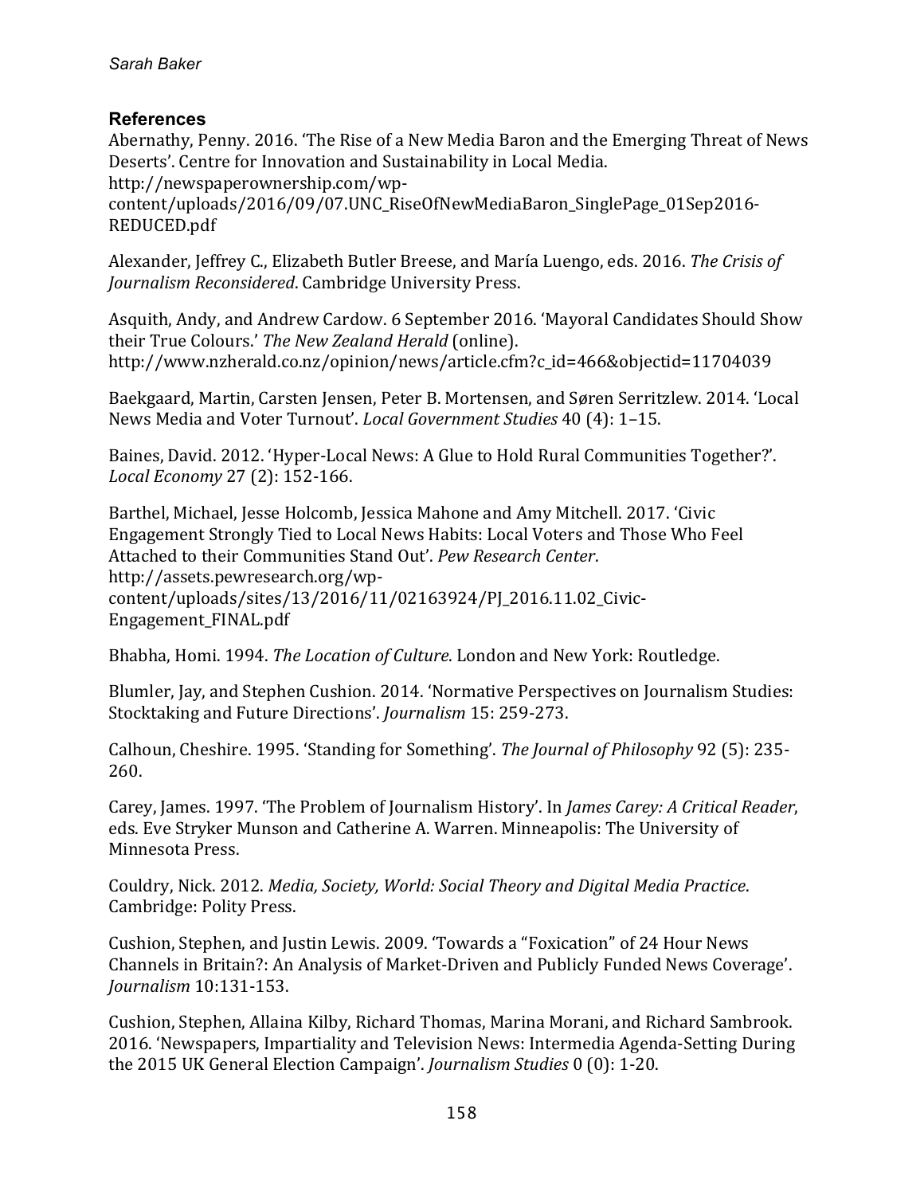## References

Abernathy, Penny. 2016. 'The Rise of a New Media Baron and the Emerging Threat of News Deserts'. Centre for Innovation and Sustainability in Local Media. http://newspaperownership.com/wp-content/uploads/2016/09/07.UNC_RiseOfNewMediaBaron_SinglePage_01Sep2016-REDUCED.pdf

Alexander, Jeffrey C., Elizabeth Butler Breese, and María Luengo, eds. 2016. *The Crisis of Journalism Reconsidered*. Cambridge University Press.

Asquith, Andy, and Andrew Cardow. 6 September 2016. 'Mayoral Candidates Should Show their True Colours.' *The New Zealand Herald* (online). http://www.nzherald.co.nz/opinion/news/article.cfm?c_id=466&objectid=11704039

Baekgaard, Martin, Carsten Jensen, Peter B. Mortensen, and Søren Serritzlew. 2014. 'Local News Media and Voter Turnout'. *Local Government Studies* 40 (4): 1–15.

Baines, David. 2012. 'Hyper-Local News: A Glue to Hold Rural Communities Together?'. *Local Economy* 27 (2): 152-166.

Barthel, Michael, Jesse Holcomb, Jessica Mahone and Amy Mitchell. 2017. 'Civic Engagement Strongly Tied to Local News Habits: Local Voters and Those Who Feel Attached to their Communities Stand Out'. *Pew Research Center*. http://assets.pewresearch.org/wp-content/uploads/sites/13/2016/11/02163924/PJ_2016.11.02_Civic-Engagement_FINAL.pdf

Bhabha, Homi. 1994. *The Location of Culture*. London and New York: Routledge.

Blumler, Jay, and Stephen Cushion. 2014. 'Normative Perspectives on Journalism Studies: Stocktaking and Future Directions'. *Journalism* 15: 259-273.

Calhoun, Cheshire. 1995. 'Standing for Something'. *The Journal of Philosophy* 92 (5): 235-260.

Carey, James. 1997. 'The Problem of Journalism History'. In *James Carey: A Critical Reader*, eds. Eve Stryker Munson and Catherine A. Warren. Minneapolis: The University of Minnesota Press.

Couldry, Nick. 2012. *Media, Society, World: Social Theory and Digital Media Practice*. Cambridge: Polity Press.

Cushion, Stephen, and Justin Lewis. 2009. 'Towards a "Foxication" of 24 Hour News Channels in Britain?: An Analysis of Market-Driven and Publicly Funded News Coverage'. *Journalism* 10:131-153.

Cushion, Stephen, Allaina Kilby, Richard Thomas, Marina Morani, and Richard Sambrook. 2016. 'Newspapers, Impartiality and Television News: Intermedia Agenda-Setting During the 2015 UK General Election Campaign'. *Journalism Studies* 0 (0): 1-20.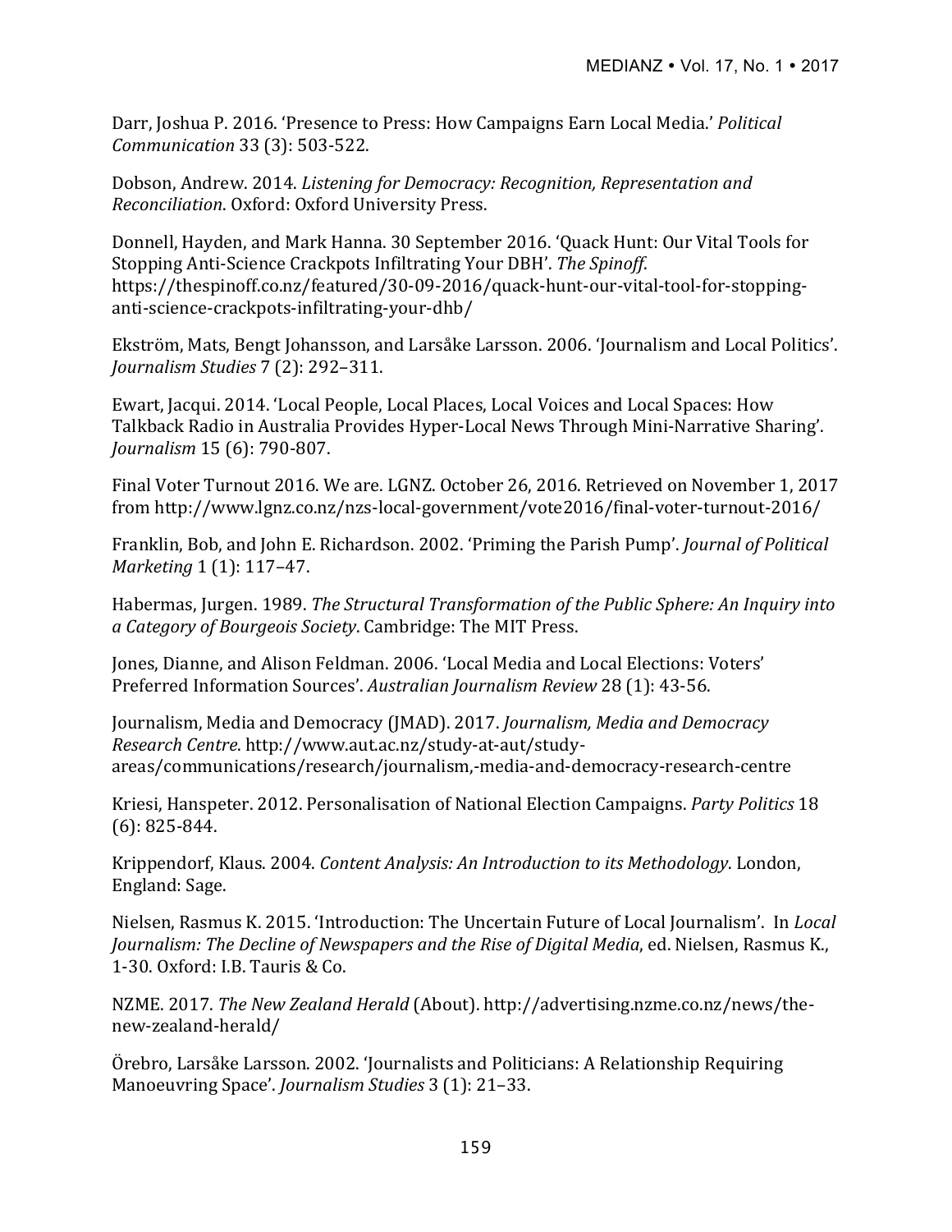Darr, Joshua P. 2016. 'Presence to Press: How Campaigns Earn Local Media.' *Political Communication* 33 (3): 503-522.

Dobson, Andrew. 2014. *Listening for Democracy: Recognition, Representation and Reconciliation*. Oxford: Oxford University Press.

Donnell, Hayden, and Mark Hanna. 30 September 2016. 'Quack Hunt: Our Vital Tools for Stopping Anti-Science Crackpots Infiltrating Your DBH'. *The Spinoff*. https://thespinoff.co.nz/featured/30-09-2016/quack-hunt-our-vital-tool-for-stopping-anti-science-crackpots-infiltrating-your-dhb/

Ekström, Mats, Bengt Johansson, and Larsåke Larsson. 2006. 'Journalism and Local Politics'. *Journalism Studies* 7 (2): 292–311.

Ewart, Jacqui. 2014. 'Local People, Local Places, Local Voices and Local Spaces: How Talkback Radio in Australia Provides Hyper-Local News Through Mini-Narrative Sharing'. *Journalism* 15 (6): 790-807.

Final Voter Turnout 2016. We are. LGNZ. October 26, 2016. Retrieved on November 1, 2017 from http://www.lgnz.co.nz/nzs-local-government/vote2016/final-voter-turnout-2016/

Franklin, Bob, and John E. Richardson. 2002. 'Priming the Parish Pump'. *Journal of Political Marketing* 1 (1): 117–47.

Habermas, Jurgen. 1989. *The Structural Transformation of the Public Sphere: An Inquiry into a Category of Bourgeois Society*. Cambridge: The MIT Press.

Jones, Dianne, and Alison Feldman. 2006. 'Local Media and Local Elections: Voters' Preferred Information Sources'. *Australian Journalism Review* 28 (1): 43-56.

Journalism, Media and Democracy (JMAD). 2017. *Journalism, Media and Democracy Research Centre*. http://www.aut.ac.nz/study-at-aut/study-areas/communications/research/journalism,-media-and-democracy-research-centre

Kriesi, Hanspeter. 2012. Personalisation of National Election Campaigns. *Party Politics* 18 (6): 825-844.

Krippendorf, Klaus. 2004. *Content Analysis: An Introduction to its Methodology*. London, England: Sage.

Nielsen, Rasmus K. 2015. 'Introduction: The Uncertain Future of Local Journalism'. In *Local Journalism: The Decline of Newspapers and the Rise of Digital Media*, ed. Nielsen, Rasmus K., 1-30. Oxford: I.B. Tauris & Co.

NZME. 2017. *The New Zealand Herald* (About). http://advertising.nzme.co.nz/news/the-new-zealand-herald/

Örebro, Larsåke Larsson. 2002. 'Journalists and Politicians: A Relationship Requiring Manoeuvring Space'. *Journalism Studies* 3 (1): 21–33.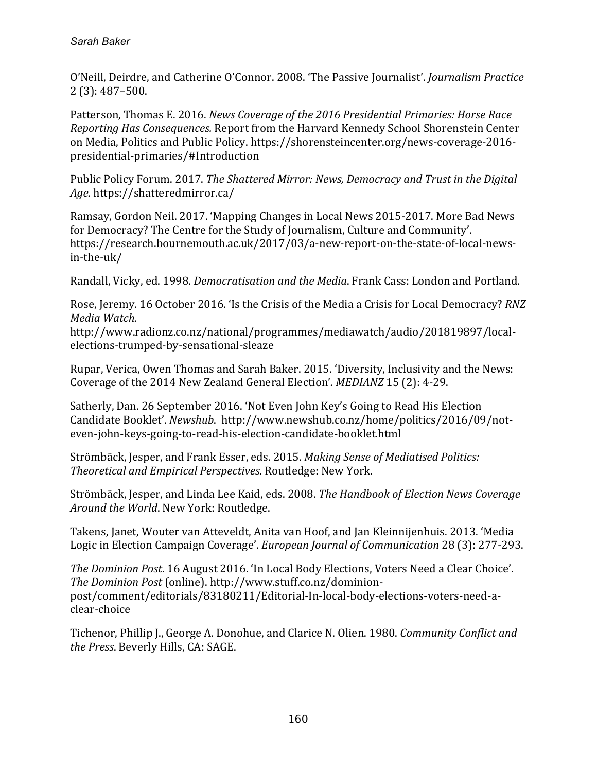O'Neill, Deirdre, and Catherine O'Connor. 2008. 'The Passive Journalist'. *Journalism Practice* 2 (3): 487–500.

Patterson, Thomas E. 2016. *News Coverage of the 2016 Presidential Primaries: Horse Race Reporting Has Consequences.* Report from the Harvard Kennedy School Shorenstein Center on Media, Politics and Public Policy. https://shorensteincenter.org/news-coverage-2016-presidential-primaries/#Introduction

Public Policy Forum. 2017. *The Shattered Mirror: News, Democracy and Trust in the Digital Age.* https://shatteredmirror.ca/

Ramsay, Gordon Neil. 2017. 'Mapping Changes in Local News 2015-2017. More Bad News for Democracy? The Centre for the Study of Journalism, Culture and Community'. https://research.bournemouth.ac.uk/2017/03/a-new-report-on-the-state-of-local-news-in-the-uk/

Randall, Vicky, ed. 1998. *Democratisation and the Media*. Frank Cass: London and Portland.

Rose, Jeremy. 16 October 2016. 'Is the Crisis of the Media a Crisis for Local Democracy? *RNZ Media Watch.* http://www.radionz.co.nz/national/programmes/mediawatch/audio/201819897/local-elections-trumped-by-sensational-sleaze

Rupar, Verica, Owen Thomas and Sarah Baker. 2015. 'Diversity, Inclusivity and the News: Coverage of the 2014 New Zealand General Election'. *MEDIANZ* 15 (2): 4-29.

Satherly, Dan. 26 September 2016. 'Not Even John Key's Going to Read His Election Candidate Booklet'. *Newshub*. http://www.newshub.co.nz/home/politics/2016/09/not-even-john-keys-going-to-read-his-election-candidate-booklet.html

Strömbäck, Jesper, and Frank Esser, eds. 2015. *Making Sense of Mediatised Politics: Theoretical and Empirical Perspectives.* Routledge: New York.

Strömbäck, Jesper, and Linda Lee Kaid, eds. 2008. *The Handbook of Election News Coverage Around the World*. New York: Routledge.

Takens, Janet, Wouter van Atteveldt, Anita van Hoof, and Jan Kleinnijenhuis. 2013. 'Media Logic in Election Campaign Coverage'. *European Journal of Communication* 28 (3): 277-293.

*The Dominion Post*. 16 August 2016. 'In Local Body Elections, Voters Need a Clear Choice'. *The Dominion Post* (online). http://www.stuff.co.nz/dominion-post/comment/editorials/83180211/Editorial-In-local-body-elections-voters-need-a-clear-choice

Tichenor, Phillip J., George A. Donohue, and Clarice N. Olien. 1980. *Community Conflict and the Press*. Beverly Hills, CA: SAGE.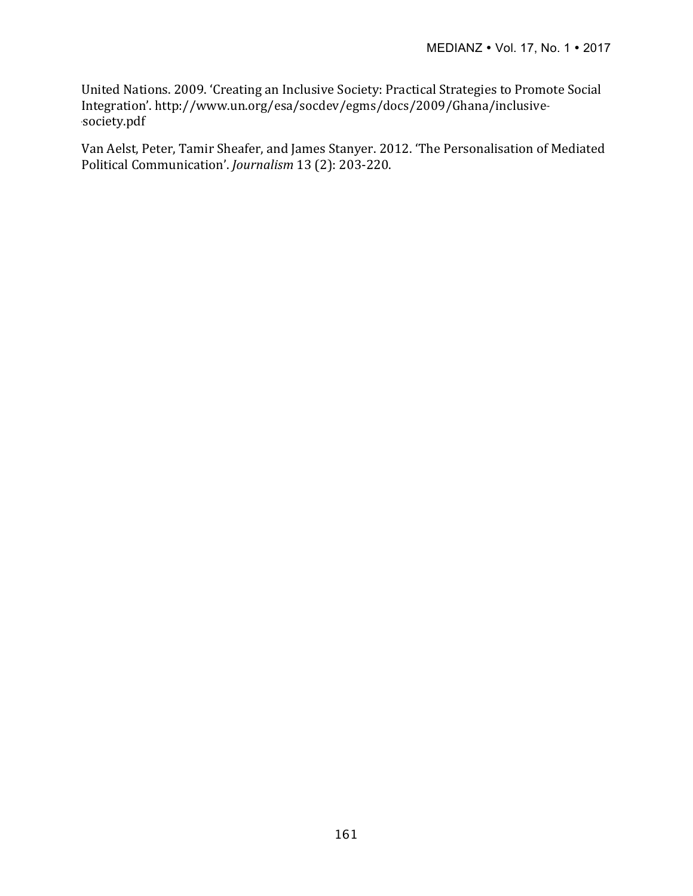United Nations. 2009. 'Creating an Inclusive Society: Practical Strategies to Promote Social Integration'. http://www.un.org/esa/socdev/egms/docs/2009/Ghana/inclusive-society.pdf

Van Aelst, Peter, Tamir Sheafer, and James Stanyer. 2012. 'The Personalisation of Mediated Political Communication'. *Journalism* 13 (2): 203-220.